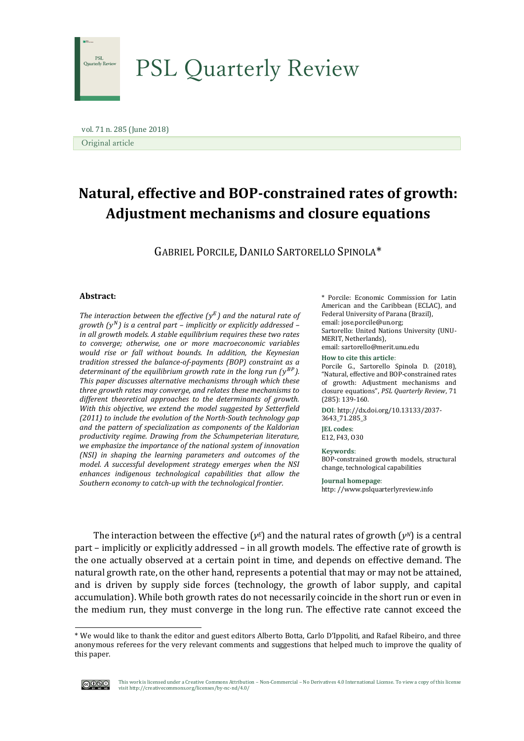PSL Quarterly Review

vol. 71 n. 285 (June 2018)

Original article

# Natural, effective and BOP-constrained rates of growth: Adjustment mechanisms and closure equations

GABRIEL PORCILE, DANILO SARTORELLO SPINOLA*

**Abstract:**

*The interaction between the effective ($y^E$) and the natural rate of growth ($y^N$) is a central part – implicitly or explicitly addressed – in all growth models. A stable equilibrium requires these two rates to converge; otherwise, one or more macroeconomic variables would rise or fall without bounds. In addition, the Keynesian tradition stressed the balance-of-payments (BOP) constraint as a determinant of the equilibrium growth rate in the long run ($y^{BP}$). This paper discusses alternative mechanisms through which these three growth rates may converge, and relates these mechanisms to different theoretical approaches to the determinants of growth. With this objective, we extend the model suggested by Setterfield (2011) to include the evolution of the North-South technology gap and the pattern of specialization as components of the Kaldorian productivity regime. Drawing from the Schumpeterian literature, we emphasize the importance of the national system of innovation (NSI) in shaping the learning parameters and outcomes of the model. A successful development strategy emerges when the NSI enhances indigenous technological capabilities that allow the Southern economy to catch-up with the technological frontier.*

\* Porcile: Economic Commission for Latin American and the Caribbean (ECLAC), and Federal University of Parana (Brazil), email: jose.porcile@un.org; Sartorello: United Nations University (UNU-MERIT, Netherlands), email: sartorello@merit.unu.edu

**How to cite this article**:
Porcile G., Sartorello Spinola D. (2018), "Natural, effective and BOP-constrained rates of growth: Adjustment mechanisms and closure equations", *PSL Quarterly Review*, 71 (285): 139-160.

**DOI**: http://dx.doi.org/10.13133/2037-3643_71.285_3

**JEL codes**:
E12, F43, O30

**Keywords**:
BOP-constrained growth models, structural change, technological capabilities

**Journal homepage**:
http: //www.pslquarterlyreview.info

The interaction between the effective ($y^E$) and the natural rates of growth ($y^N$) is a central part – implicitly or explicitly addressed – in all growth models. The effective rate of growth is the one actually observed at a certain point in time, and depends on effective demand. The natural growth rate, on the other hand, represents a potential that may or may not be attained, and is driven by supply side forces (technology, the growth of labor supply, and capital accumulation). While both growth rates do not necessarily coincide in the short run or even in the medium run, they must converge in the long run. The effective rate cannot exceed the

\* We would like to thank the editor and guest editors Alberto Botta, Carlo D'Ippoliti, and Rafael Ribeiro, and three anonymous referees for the very relevant comments and suggestions that helped much to improve the quality of this paper.

This work is licensed under a Creative Commons Attribution – Non-Commercial – No Derivatives 4.0 International License. To view a copy of this license visit http://creativecommons.org/licenses/by-nc-nd/4.0/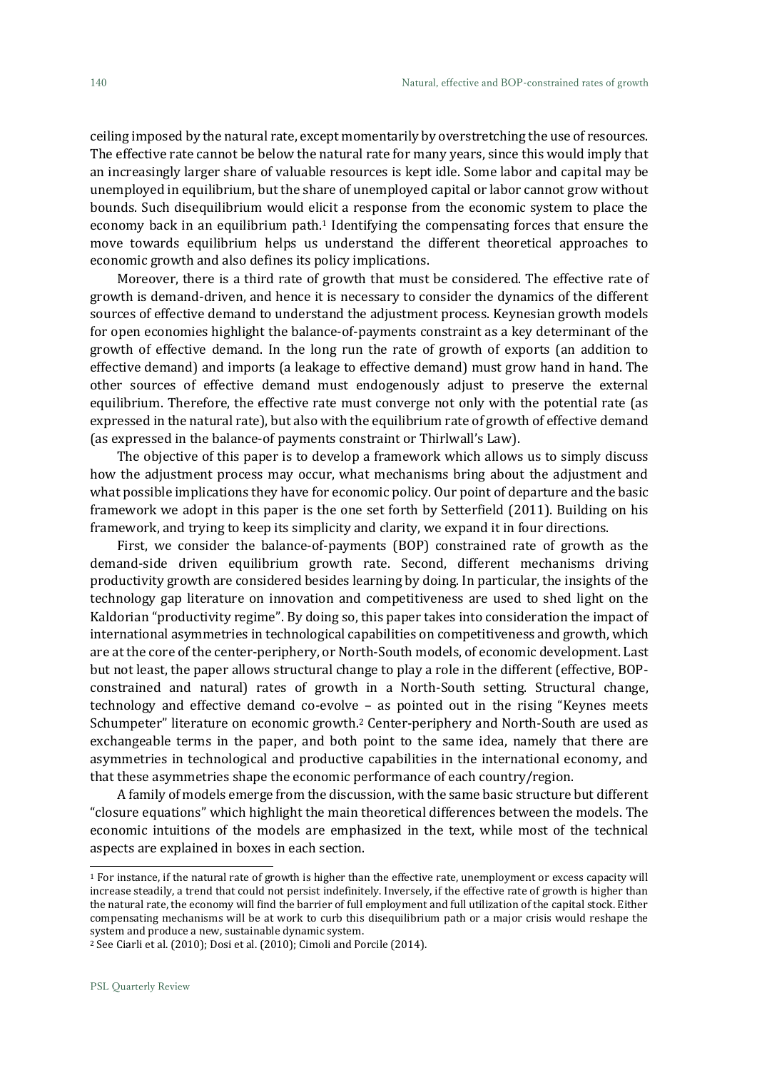ceiling imposed by the natural rate, except momentarily by overstretching the use of resources. The effective rate cannot be below the natural rate for many years, since this would imply that an increasingly larger share of valuable resources is kept idle. Some labor and capital may be unemployed in equilibrium, but the share of unemployed capital or labor cannot grow without bounds. Such disequilibrium would elicit a response from the economic system to place the economy back in an equilibrium path.[1] Identifying the compensating forces that ensure the move towards equilibrium helps us understand the different theoretical approaches to economic growth and also defines its policy implications.

Moreover, there is a third rate of growth that must be considered. The effective rate of growth is demand-driven, and hence it is necessary to consider the dynamics of the different sources of effective demand to understand the adjustment process. Keynesian growth models for open economies highlight the balance-of-payments constraint as a key determinant of the growth of effective demand. In the long run the rate of growth of exports (an addition to effective demand) and imports (a leakage to effective demand) must grow hand in hand. The other sources of effective demand must endogenously adjust to preserve the external equilibrium. Therefore, the effective rate must converge not only with the potential rate (as expressed in the natural rate), but also with the equilibrium rate of growth of effective demand (as expressed in the balance-of payments constraint or Thirlwall's Law).

The objective of this paper is to develop a framework which allows us to simply discuss how the adjustment process may occur, what mechanisms bring about the adjustment and what possible implications they have for economic policy. Our point of departure and the basic framework we adopt in this paper is the one set forth by Setterfield (2011). Building on his framework, and trying to keep its simplicity and clarity, we expand it in four directions.

First, we consider the balance-of-payments (BOP) constrained rate of growth as the demand-side driven equilibrium growth rate. Second, different mechanisms driving productivity growth are considered besides learning by doing. In particular, the insights of the technology gap literature on innovation and competitiveness are used to shed light on the Kaldorian "productivity regime". By doing so, this paper takes into consideration the impact of international asymmetries in technological capabilities on competitiveness and growth, which are at the core of the center-periphery, or North-South models, of economic development. Last but not least, the paper allows structural change to play a role in the different (effective, BOP-constrained and natural) rates of growth in a North-South setting. Structural change, technology and effective demand co-evolve – as pointed out in the rising "Keynes meets Schumpeter" literature on economic growth.[2] Center-periphery and North-South are used as exchangeable terms in the paper, and both point to the same idea, namely that there are asymmetries in technological and productive capabilities in the international economy, and that these asymmetries shape the economic performance of each country/region.

A family of models emerge from the discussion, with the same basic structure but different "closure equations" which highlight the main theoretical differences between the models. The economic intuitions of the models are emphasized in the text, while most of the technical aspects are explained in boxes in each section.

---

[1] For instance, if the natural rate of growth is higher than the effective rate, unemployment or excess capacity will increase steadily, a trend that could not persist indefinitely. Inversely, if the effective rate of growth is higher than the natural rate, the economy will find the barrier of full employment and full utilization of the capital stock. Either compensating mechanisms will be at work to curb this disequilibrium path or a major crisis would reshape the system and produce a new, sustainable dynamic system.

[2] See Ciarli et al. (2010); Dosi et al. (2010); Cimoli and Porcile (2014).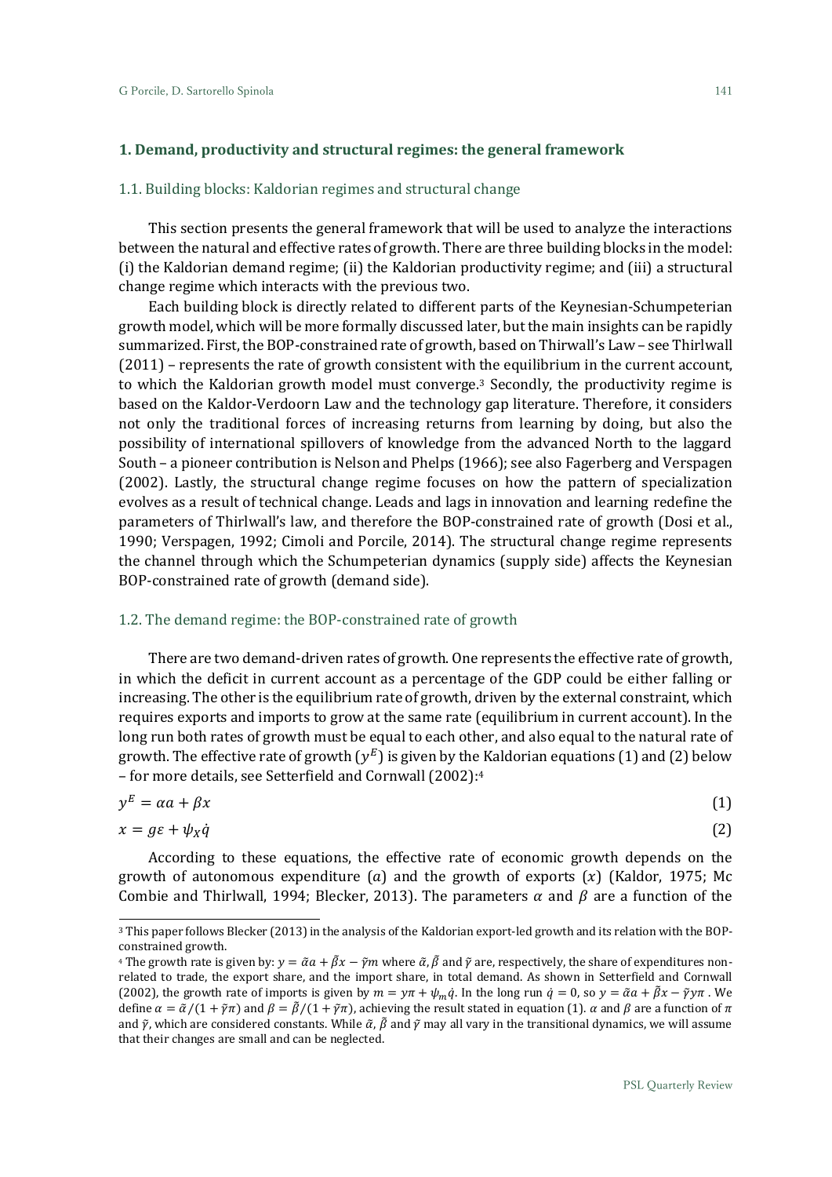## 1. Demand, productivity and structural regimes: the general framework

### 1.1. Building blocks: Kaldorian regimes and structural change

This section presents the general framework that will be used to analyze the interactions between the natural and effective rates of growth. There are three building blocks in the model: (i) the Kaldorian demand regime; (ii) the Kaldorian productivity regime; and (iii) a structural change regime which interacts with the previous two.

Each building block is directly related to different parts of the Keynesian-Schumpeterian growth model, which will be more formally discussed later, but the main insights can be rapidly summarized. First, the BOP-constrained rate of growth, based on Thirlwall's Law – see Thirlwall (2011) – represents the rate of growth consistent with the equilibrium in the current account, to which the Kaldorian growth model must converge.[3] Secondly, the productivity regime is based on the Kaldor-Verdoorn Law and the technology gap literature. Therefore, it considers not only the traditional forces of increasing returns from learning by doing, but also the possibility of international spillovers of knowledge from the advanced North to the laggard South – a pioneer contribution is Nelson and Phelps (1966); see also Fagerberg and Verspagen (2002). Lastly, the structural change regime focuses on how the pattern of specialization evolves as a result of technical change. Leads and lags in innovation and learning redefine the parameters of Thirlwall's law, and therefore the BOP-constrained rate of growth (Dosi et al., 1990; Verspagen, 1992; Cimoli and Porcile, 2014). The structural change regime represents the channel through which the Schumpeterian dynamics (supply side) affects the Keynesian BOP-constrained rate of growth (demand side).

### 1.2. The demand regime: the BOP-constrained rate of growth

There are two demand-driven rates of growth. One represents the effective rate of growth, in which the deficit in current account as a percentage of the GDP could be either falling or increasing. The other is the equilibrium rate of growth, driven by the external constraint, which requires exports and imports to grow at the same rate (equilibrium in current account). In the long run both rates of growth must be equal to each other, and also equal to the natural rate of growth. The effective rate of growth ($y^E$) is given by the Kaldorian equations (1) and (2) below – for more details, see Setterfield and Cornwall (2002):[4]

$$y^E = \alpha a + \beta x \tag{1}$$

$$x = g\varepsilon + \psi_X \dot{q} \tag{2}$$

According to these equations, the effective rate of economic growth depends on the growth of autonomous expenditure ($a$) and the growth of exports ($x$) (Kaldor, 1975; Mc Combie and Thirlwall, 1994; Blecker, 2013). The parameters $\alpha$ and $\beta$ are a function of the

[3] This paper follows Blecker (2013) in the analysis of the Kaldorian export-led growth and its relation with the BOP-constrained growth.

[4] The growth rate is given by: $y = \tilde{\alpha}a + \tilde{\beta}x - \tilde{\gamma}m$ where $\tilde{\alpha}, \tilde{\beta}$ and $\tilde{\gamma}$ are, respectively, the share of expenditures non-related to trade, the export share, and the import share, in total demand. As shown in Setterfield and Cornwall (2002), the growth rate of imports is given by $m = y\pi + \psi_m \dot{q}$. In the long run $\dot{q} = 0$, so $y = \tilde{\alpha}a + \tilde{\beta}x - \tilde{\gamma}y\pi$ . We define $\alpha = \tilde{\alpha}/(1 + \tilde{\gamma}\pi)$ and $\beta = \tilde{\beta}/(1 + \tilde{\gamma}\pi)$, achieving the result stated in equation (1). $\alpha$ and $\beta$ are a function of $\pi$ and $\tilde{\gamma}$, which are considered constants. While $\tilde{\alpha}, \tilde{\beta}$ and $\tilde{\gamma}$ may all vary in the transitional dynamics, we will assume that their changes are small and can be neglected.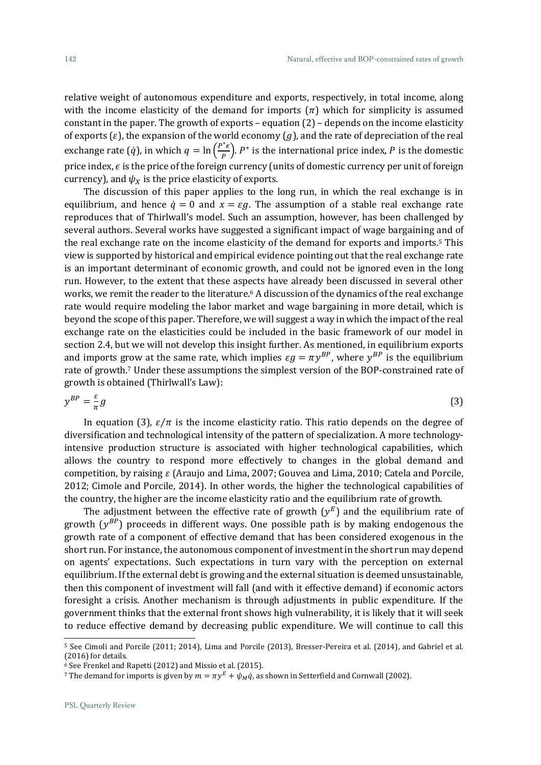relative weight of autonomous expenditure and exports, respectively, in total income, along with the income elasticity of the demand for imports ($\pi$) which for simplicity is assumed constant in the paper. The growth of exports – equation (2) – depends on the income elasticity of exports ($\varepsilon$), the expansion of the world economy ($g$), and the rate of depreciation of the real exchange rate ($\dot{q}$), in which $q = \ln\left(\frac{P^{*}\epsilon}{P}\right)$. $P^{*}$ is the international price index, $P$ is the domestic price index, $\epsilon$ is the price of the foreign currency (units of domestic currency per unit of foreign currency), and $\psi_X$ is the price elasticity of exports.

The discussion of this paper applies to the long run, in which the real exchange is in equilibrium, and hence $\dot{q} = 0$ and $x = \varepsilon g$. The assumption of a stable real exchange rate reproduces that of Thirlwall's model. Such an assumption, however, has been challenged by several authors. Several works have suggested a significant impact of wage bargaining and of the real exchange rate on the income elasticity of the demand for exports and imports.[5] This view is supported by historical and empirical evidence pointing out that the real exchange rate is an important determinant of economic growth, and could not be ignored even in the long run. However, to the extent that these aspects have already been discussed in several other works, we remit the reader to the literature.[6] A discussion of the dynamics of the real exchange rate would require modeling the labor market and wage bargaining in more detail, which is beyond the scope of this paper. Therefore, we will suggest a way in which the impact of the real exchange rate on the elasticities could be included in the basic framework of our model in section 2.4, but we will not develop this insight further. As mentioned, in equilibrium exports and imports grow at the same rate, which implies $\varepsilon g = \pi y^{BP}$, where $y^{BP}$ is the equilibrium rate of growth.[7] Under these assumptions the simplest version of the BOP-constrained rate of growth is obtained (Thirlwall's Law):

$$y^{BP} = \frac{\varepsilon}{\pi} g \tag{3}$$

In equation (3), $\varepsilon/\pi$ is the income elasticity ratio. This ratio depends on the degree of diversification and technological intensity of the pattern of specialization. A more technology-intensive production structure is associated with higher technological capabilities, which allows the country to respond more effectively to changes in the global demand and competition, by raising $\varepsilon$ (Araujo and Lima, 2007; Gouvea and Lima, 2010; Catela and Porcile, 2012; Cimole and Porcile, 2014). In other words, the higher the technological capabilities of the country, the higher are the income elasticity ratio and the equilibrium rate of growth.

The adjustment between the effective rate of growth ($y^{E}$) and the equilibrium rate of growth ($y^{BP}$) proceeds in different ways. One possible path is by making endogenous the growth rate of a component of effective demand that has been considered exogenous in the short run. For instance, the autonomous component of investment in the short run may depend on agents' expectations. Such expectations in turn vary with the perception on external equilibrium. If the external debt is growing and the external situation is deemed unsustainable, then this component of investment will fall (and with it effective demand) if economic actors foresight a crisis. Another mechanism is through adjustments in public expenditure. If the government thinks that the external front shows high vulnerability, it is likely that it will seek to reduce effective demand by decreasing public expenditure. We will continue to call this

---

[5] See Cimoli and Porcile (2011; 2014), Lima and Porcile (2013), Bresser-Pereira et al. (2014), and Gabriel et al. (2016) for details.

[6] See Frenkel and Rapetti (2012) and Missio et al. (2015).

[7] The demand for imports is given by $m = \pi y^{E} + \psi_M \dot{q}$, as shown in Setterfield and Cornwall (2002).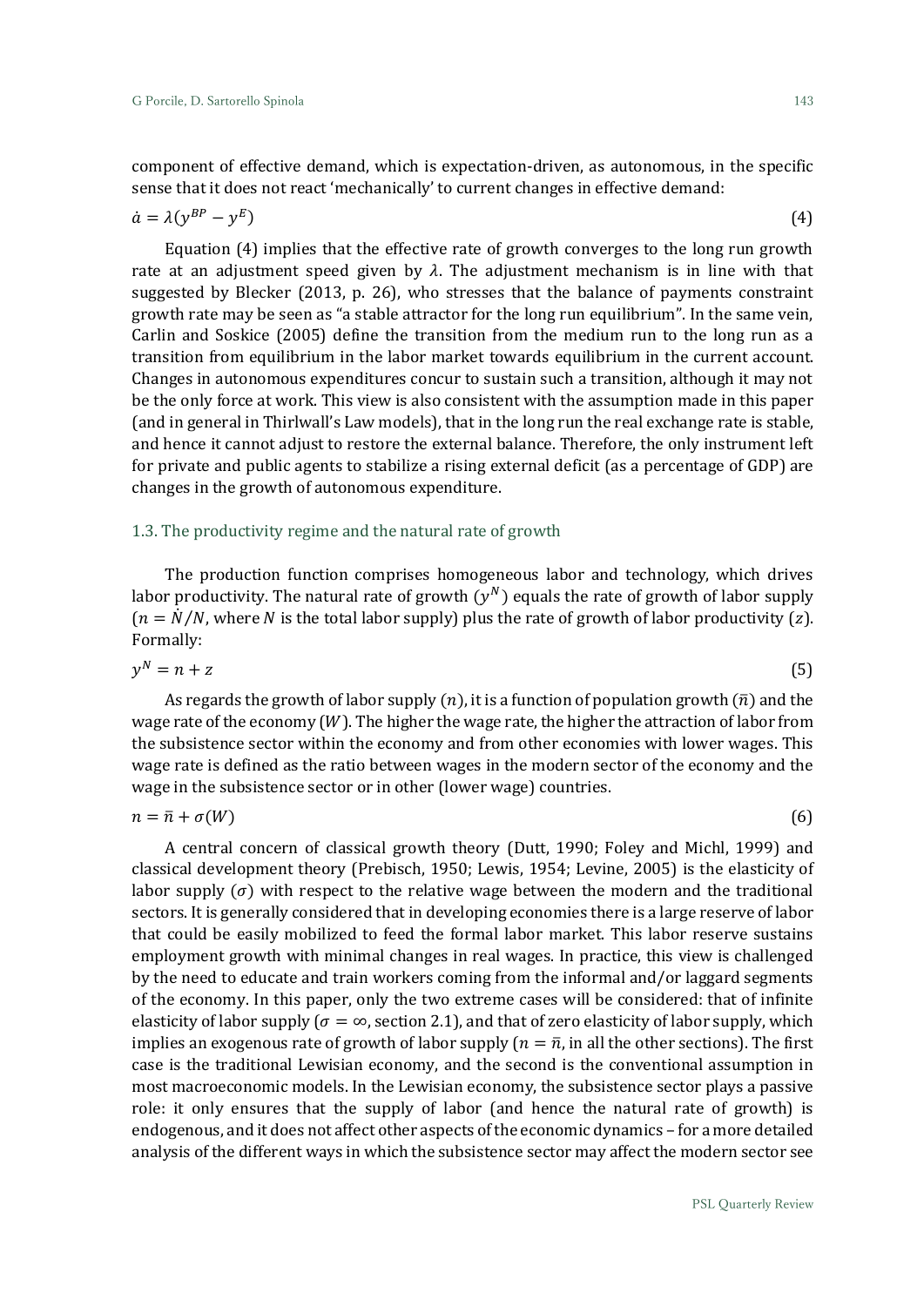component of effective demand, which is expectation-driven, as autonomous, in the specific sense that it does not react 'mechanically' to current changes in effective demand:

$$\dot{a} = \lambda(y^{BP} - y^{E}) \tag{4}$$

Equation (4) implies that the effective rate of growth converges to the long run growth rate at an adjustment speed given by $\lambda$. The adjustment mechanism is in line with that suggested by Blecker (2013, p. 26), who stresses that the balance of payments constraint growth rate may be seen as "a stable attractor for the long run equilibrium". In the same vein, Carlin and Soskice (2005) define the transition from the medium run to the long run as a transition from equilibrium in the labor market towards equilibrium in the current account. Changes in autonomous expenditures concur to sustain such a transition, although it may not be the only force at work. This view is also consistent with the assumption made in this paper (and in general in Thirlwall's Law models), that in the long run the real exchange rate is stable, and hence it cannot adjust to restore the external balance. Therefore, the only instrument left for private and public agents to stabilize a rising external deficit (as a percentage of GDP) are changes in the growth of autonomous expenditure.

### 1.3. The productivity regime and the natural rate of growth

The production function comprises homogeneous labor and technology, which drives labor productivity. The natural rate of growth ($y^N$) equals the rate of growth of labor supply ($n = \dot{N}/N$, where $N$ is the total labor supply) plus the rate of growth of labor productivity ($z$). Formally:

$$y^N = n + z \tag{5}$$

As regards the growth of labor supply ($n$), it is a function of population growth ($\bar{n}$) and the wage rate of the economy ($W$). The higher the wage rate, the higher the attraction of labor from the subsistence sector within the economy and from other economies with lower wages. This wage rate is defined as the ratio between wages in the modern sector of the economy and the wage in the subsistence sector or in other (lower wage) countries.

$$n = \bar{n} + \sigma(W) \tag{6}$$

A central concern of classical growth theory (Dutt, 1990; Foley and Michl, 1999) and classical development theory (Prebisch, 1950; Lewis, 1954; Levine, 2005) is the elasticity of labor supply ($\sigma$) with respect to the relative wage between the modern and the traditional sectors. It is generally considered that in developing economies there is a large reserve of labor that could be easily mobilized to feed the formal labor market. This labor reserve sustains employment growth with minimal changes in real wages. In practice, this view is challenged by the need to educate and train workers coming from the informal and/or laggard segments of the economy. In this paper, only the two extreme cases will be considered: that of infinite elasticity of labor supply ($\sigma = \infty$, section 2.1), and that of zero elasticity of labor supply, which implies an exogenous rate of growth of labor supply ($n = \bar{n}$, in all the other sections). The first case is the traditional Lewisian economy, and the second is the conventional assumption in most macroeconomic models. In the Lewisian economy, the subsistence sector plays a passive role: it only ensures that the supply of labor (and hence the natural rate of growth) is endogenous, and it does not affect other aspects of the economic dynamics – for a more detailed analysis of the different ways in which the subsistence sector may affect the modern sector see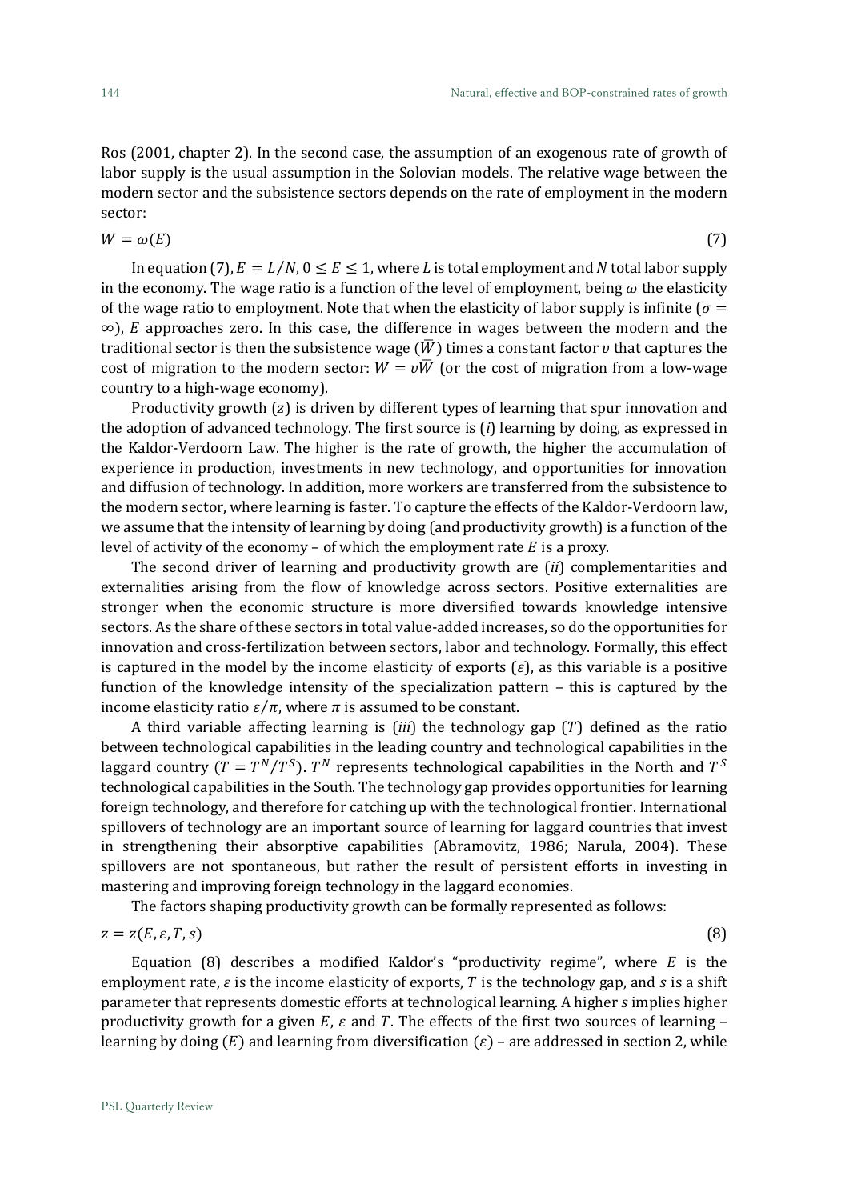Ros (2001, chapter 2). In the second case, the assumption of an exogenous rate of growth of labor supply is the usual assumption in the Solovian models. The relative wage between the modern sector and the subsistence sectors depends on the rate of employment in the modern sector:

$$W = \omega(E) \tag{7}$$

In equation (7), $E = L/N$, $0 \leq E \leq 1$, where $L$ is total employment and $N$ total labor supply in the economy. The wage ratio is a function of the level of employment, being $\omega$ the elasticity of the wage ratio to employment. Note that when the elasticity of labor supply is infinite ($\sigma = \infty$), $E$ approaches zero. In this case, the difference in wages between the modern and the traditional sector is then the subsistence wage ($\bar{W}$) times a constant factor $\upsilon$ that captures the cost of migration to the modern sector: $W = \upsilon\bar{W}$ (or the cost of migration from a low-wage country to a high-wage economy).

Productivity growth ($z$) is driven by different types of learning that spur innovation and the adoption of advanced technology. The first source is (*i*) learning by doing, as expressed in the Kaldor-Verdoorn Law. The higher is the rate of growth, the higher the accumulation of experience in production, investments in new technology, and opportunities for innovation and diffusion of technology. In addition, more workers are transferred from the subsistence to the modern sector, where learning is faster. To capture the effects of the Kaldor-Verdoorn law, we assume that the intensity of learning by doing (and productivity growth) is a function of the level of activity of the economy – of which the employment rate $E$ is a proxy.

The second driver of learning and productivity growth are (*ii*) complementarities and externalities arising from the flow of knowledge across sectors. Positive externalities are stronger when the economic structure is more diversified towards knowledge intensive sectors. As the share of these sectors in total value-added increases, so do the opportunities for innovation and cross-fertilization between sectors, labor and technology. Formally, this effect is captured in the model by the income elasticity of exports ($\varepsilon$), as this variable is a positive function of the knowledge intensity of the specialization pattern – this is captured by the income elasticity ratio $\varepsilon/\pi$, where $\pi$ is assumed to be constant.

A third variable affecting learning is (*iii*) the technology gap ($T$) defined as the ratio between technological capabilities in the leading country and technological capabilities in the laggard country ($T = T^N/T^S$). $T^N$ represents technological capabilities in the North and $T^S$ technological capabilities in the South. The technology gap provides opportunities for learning foreign technology, and therefore for catching up with the technological frontier. International spillovers of technology are an important source of learning for laggard countries that invest in strengthening their absorptive capabilities (Abramovitz, 1986; Narula, 2004). These spillovers are not spontaneous, but rather the result of persistent efforts in investing in mastering and improving foreign technology in the laggard economies.

The factors shaping productivity growth can be formally represented as follows:

$$z = z(E, \varepsilon, T, s) \tag{8}$$

Equation (8) describes a modified Kaldor's "productivity regime", where $E$ is the employment rate, $\varepsilon$ is the income elasticity of exports, $T$ is the technology gap, and $s$ is a shift parameter that represents domestic efforts at technological learning. A higher $s$ implies higher productivity growth for a given $E$, $\varepsilon$ and $T$. The effects of the first two sources of learning – learning by doing ($E$) and learning from diversification ($\varepsilon$) – are addressed in section 2, while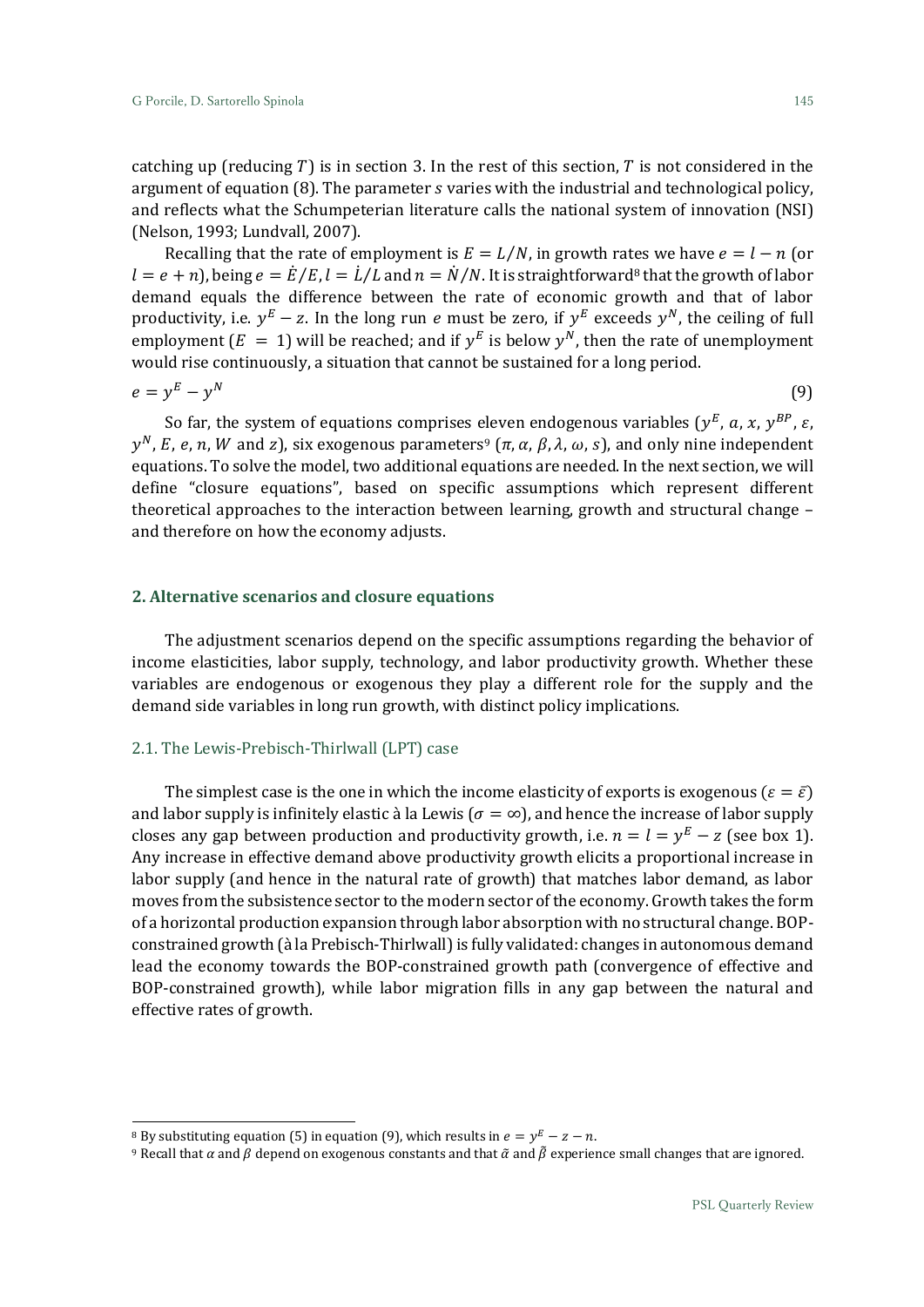catching up (reducing $T$) is in section 3. In the rest of this section, $T$ is not considered in the argument of equation (8). The parameter $s$ varies with the industrial and technological policy, and reflects what the Schumpeterian literature calls the national system of innovation (NSI) (Nelson, 1993; Lundvall, 2007).

Recalling that the rate of employment is $E = L/N$, in growth rates we have $e = l - n$ (or $l = e + n$), being $e = \dot{E}/E$, $l = \dot{L}/L$ and $n = \dot{N}/N$. It is straightforward[8] that the growth of labor demand equals the difference between the rate of economic growth and that of labor productivity, i.e. $y^E - z$. In the long run $e$ must be zero, if $y^E$ exceeds $y^N$, the ceiling of full employment ($E = 1$) will be reached; and if $y^E$ is below $y^N$, then the rate of unemployment would rise continuously, a situation that cannot be sustained for a long period.

$$e = y^E - y^N \tag{9}$$

So far, the system of equations comprises eleven endogenous variables ($y^E$, $a$, $x$, $y^{BP}$, $\varepsilon$, $y^N$, $E$, $e$, $n$, $W$ and $z$), six exogenous parameters[9] ($\pi, \alpha, \beta, \lambda, \omega, s$), and only nine independent equations. To solve the model, two additional equations are needed. In the next section, we will define "closure equations", based on specific assumptions which represent different theoretical approaches to the interaction between learning, growth and structural change – and therefore on how the economy adjusts.

## 2. Alternative scenarios and closure equations

The adjustment scenarios depend on the specific assumptions regarding the behavior of income elasticities, labor supply, technology, and labor productivity growth. Whether these variables are endogenous or exogenous they play a different role for the supply and the demand side variables in long run growth, with distinct policy implications.

### 2.1. The Lewis-Prebisch-Thirlwall (LPT) case

The simplest case is the one in which the income elasticity of exports is exogenous ($\varepsilon = \bar{\varepsilon}$) and labor supply is infinitely elastic à la Lewis ($\sigma = \infty$), and hence the increase of labor supply closes any gap between production and productivity growth, i.e. $n = l = y^E - z$ (see box 1). Any increase in effective demand above productivity growth elicits a proportional increase in labor supply (and hence in the natural rate of growth) that matches labor demand, as labor moves from the subsistence sector to the modern sector of the economy. Growth takes the form of a horizontal production expansion through labor absorption with no structural change. BOP-constrained growth (à la Prebisch-Thirlwall) is fully validated: changes in autonomous demand lead the economy towards the BOP-constrained growth path (convergence of effective and BOP-constrained growth), while labor migration fills in any gap between the natural and effective rates of growth.

---

[8] By substituting equation (5) in equation (9), which results in $e = y^E - z - n$.

[9] Recall that $\alpha$ and $\beta$ depend on exogenous constants and that $\tilde{\alpha}$ and $\tilde{\beta}$ experience small changes that are ignored.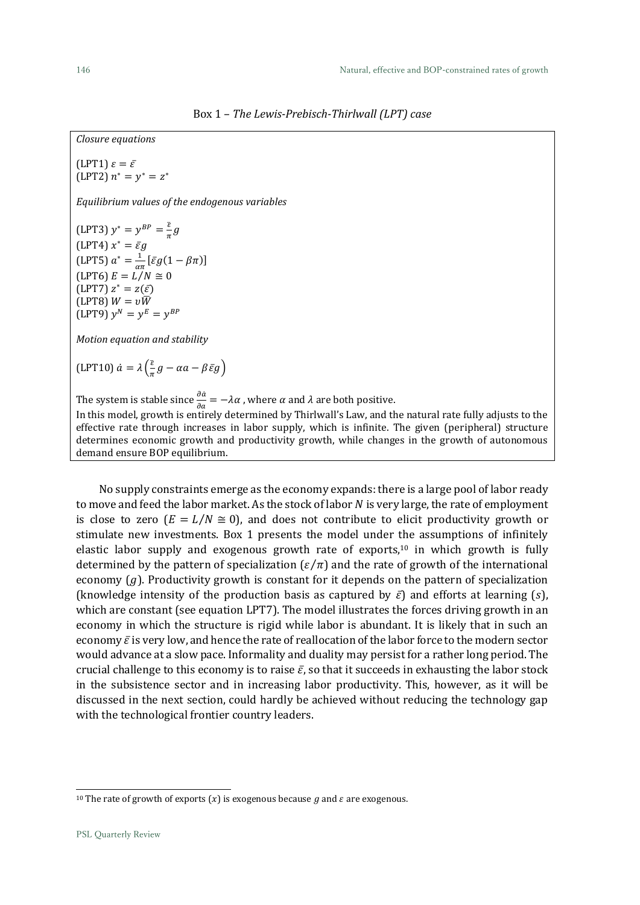Box 1 – *The Lewis-Prebisch-Thirlwall (LPT) case*

*Closure equations*

(LPT1) $\varepsilon = \bar{\varepsilon}$
(LPT2) $n^* = y^* = z^*$

*Equilibrium values of the endogenous variables*

(LPT3) $y^* = y^{BP} = \frac{\bar{\varepsilon}}{\pi} g$
(LPT4) $x^* = \bar{\varepsilon} g$
(LPT5) $a^* = \frac{1}{\alpha\pi}[\bar{\varepsilon} g(1 - \beta\pi)]$
(LPT6) $E = L/N \cong 0$
(LPT7) $z^* = z(\bar{\varepsilon})$
(LPT8) $W = \upsilon \bar{W}$
(LPT9) $y^N = y^E = y^{BP}$

*Motion equation and stability*

(LPT10) $\dot{a} = \lambda\left(\frac{\bar{\varepsilon}}{\pi} g - \alpha a - \beta \bar{\varepsilon} g\right)$

The system is stable since $\frac{\partial \dot{a}}{\partial a} = -\lambda\alpha$ , where $\alpha$ and $\lambda$ are both positive.
In this model, growth is entirely determined by Thirlwall's Law, and the natural rate fully adjusts to the effective rate through increases in labor supply, which is infinite. The given (peripheral) structure determines economic growth and productivity growth, while changes in the growth of autonomous demand ensure BOP equilibrium.

No supply constraints emerge as the economy expands: there is a large pool of labor ready to move and feed the labor market. As the stock of labor $N$ is very large, the rate of employment is close to zero ($E = L/N \cong 0$), and does not contribute to elicit productivity growth or stimulate new investments. Box 1 presents the model under the assumptions of infinitely elastic labor supply and exogenous growth rate of exports,[10] in which growth is fully determined by the pattern of specialization ($\varepsilon/\pi$) and the rate of growth of the international economy ($g$). Productivity growth is constant for it depends on the pattern of specialization (knowledge intensity of the production basis as captured by $\bar{\varepsilon}$) and efforts at learning ($s$), which are constant (see equation LPT7). The model illustrates the forces driving growth in an economy in which the structure is rigid while labor is abundant. It is likely that in such an economy $\bar{\varepsilon}$ is very low, and hence the rate of reallocation of the labor force to the modern sector would advance at a slow pace. Informality and duality may persist for a rather long period. The crucial challenge to this economy is to raise $\bar{\varepsilon}$, so that it succeeds in exhausting the labor stock in the subsistence sector and in increasing labor productivity. This, however, as it will be discussed in the next section, could hardly be achieved without reducing the technology gap with the technological frontier country leaders.

[10] The rate of growth of exports ($x$) is exogenous because $g$ and $\varepsilon$ are exogenous.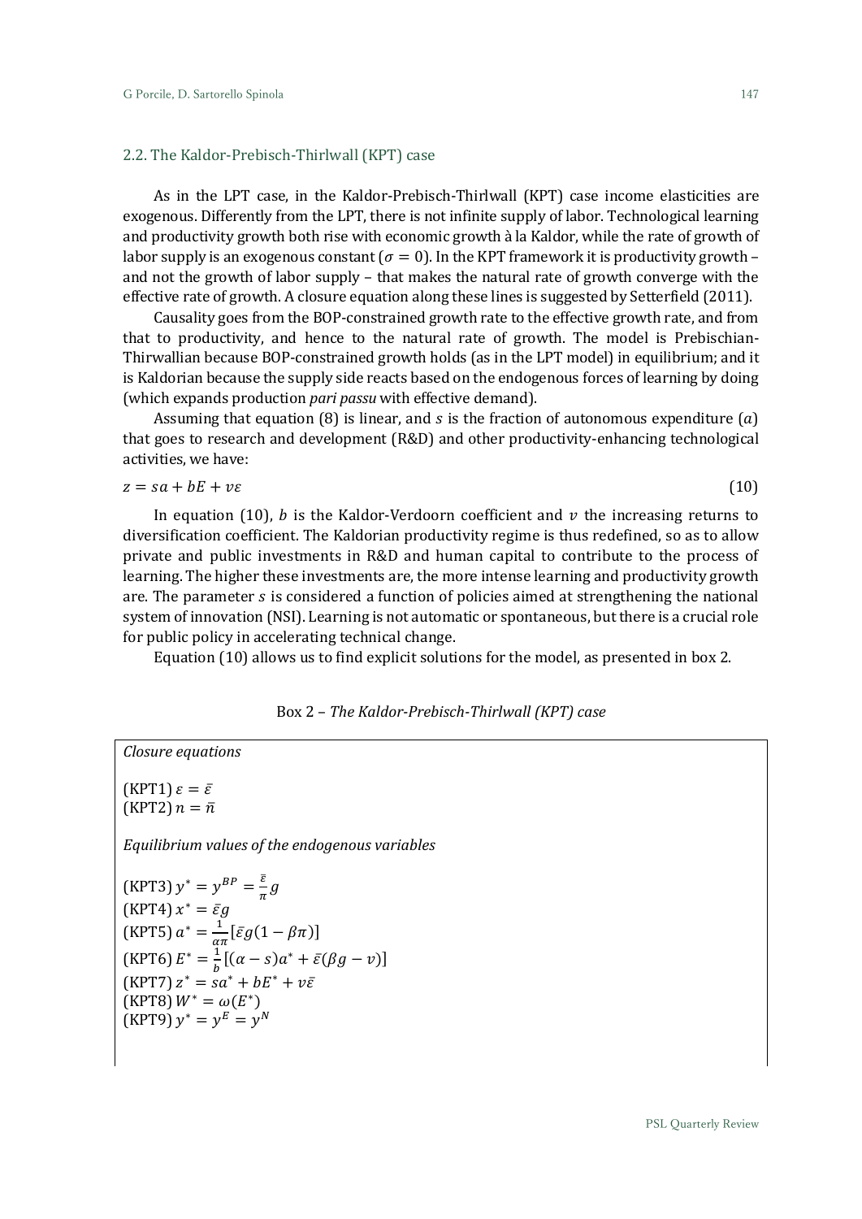### 2.2. The Kaldor-Prebisch-Thirlwall (KPT) case

As in the LPT case, in the Kaldor-Prebisch-Thirlwall (KPT) case income elasticities are exogenous. Differently from the LPT, there is not infinite supply of labor. Technological learning and productivity growth both rise with economic growth à la Kaldor, while the rate of growth of labor supply is an exogenous constant ($\sigma = 0$). In the KPT framework it is productivity growth – and not the growth of labor supply – that makes the natural rate of growth converge with the effective rate of growth. A closure equation along these lines is suggested by Setterfield (2011).

Causality goes from the BOP-constrained growth rate to the effective growth rate, and from that to productivity, and hence to the natural rate of growth. The model is Prebischian-Thirwallian because BOP-constrained growth holds (as in the LPT model) in equilibrium; and it is Kaldorian because the supply side reacts based on the endogenous forces of learning by doing (which expands production *pari passu* with effective demand).

Assuming that equation (8) is linear, and $s$ is the fraction of autonomous expenditure ($a$) that goes to research and development (R&D) and other productivity-enhancing technological activities, we have:

$$z = sa + bE + v\varepsilon \tag{10}$$

In equation (10), $b$ is the Kaldor-Verdoorn coefficient and $v$ the increasing returns to diversification coefficient. The Kaldorian productivity regime is thus redefined, so as to allow private and public investments in R&D and human capital to contribute to the process of learning. The higher these investments are, the more intense learning and productivity growth are. The parameter $s$ is considered a function of policies aimed at strengthening the national system of innovation (NSI). Learning is not automatic or spontaneous, but there is a crucial role for public policy in accelerating technical change.

Equation (10) allows us to find explicit solutions for the model, as presented in box 2.

Box 2 – *The Kaldor-Prebisch-Thirlwall (KPT) case*

*Closure equations*

(KPT1) $\varepsilon = \bar{\varepsilon}$

(KPT2) $n = \bar{n}$

*Equilibrium values of the endogenous variables*

(KPT3) $y^* = y^{BP} = \frac{\bar{\varepsilon}}{\pi} g$

(KPT4) $x^* = \bar{\varepsilon} g$

(KPT5) $a^* = \frac{1}{\alpha\pi}[\bar{\varepsilon} g(1 - \beta\pi)]$

(KPT6) $E^* = \frac{1}{b}[(\alpha - s)a^* + \bar{\varepsilon}(\beta g - v)]$

(KPT7) $z^* = sa^* + bE^* + v\bar{\varepsilon}$

(KPT8) $W^* = \omega(E^*)$

(KPT9) $y^* = y^E = y^N$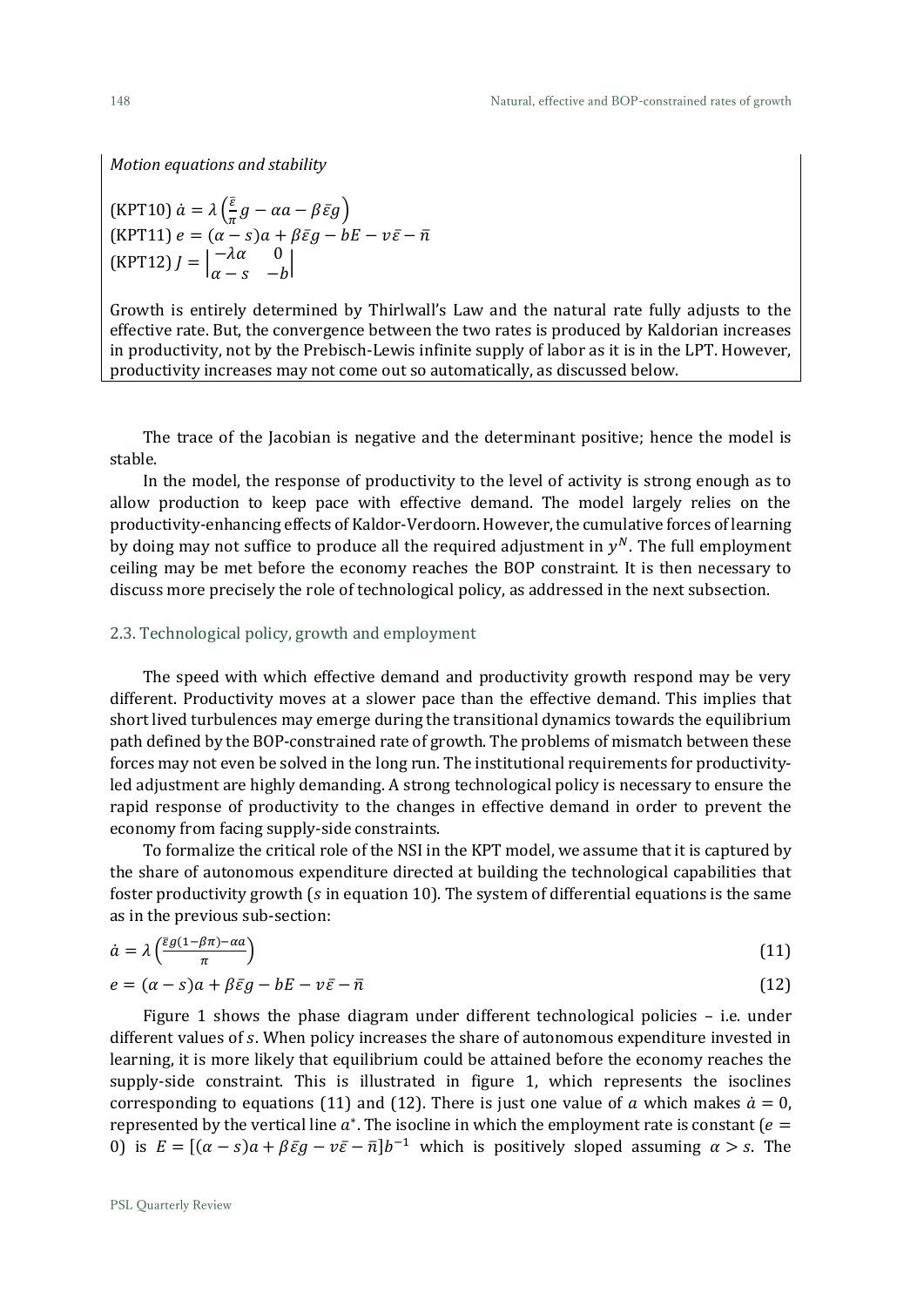*Motion equations and stability*

(KPT10) $\dot{a} = \lambda\left(\frac{\bar{\varepsilon}}{\pi}g - \alpha a - \beta\bar{\varepsilon}g\right)$
(KPT11) $e = (\alpha - s)a + \beta\bar{\varepsilon}g - bE - v\bar{\varepsilon} - \bar{n}$
(KPT12) $J = \begin{vmatrix} -\lambda\alpha & 0 \\ \alpha - s & -b \end{vmatrix}$

Growth is entirely determined by Thirlwall's Law and the natural rate fully adjusts to the effective rate. But, the convergence between the two rates is produced by Kaldorian increases in productivity, not by the Prebisch-Lewis infinite supply of labor as it is in the LPT. However, productivity increases may not come out so automatically, as discussed below.

The trace of the Jacobian is negative and the determinant positive; hence the model is stable.

In the model, the response of productivity to the level of activity is strong enough as to allow production to keep pace with effective demand. The model largely relies on the productivity-enhancing effects of Kaldor-Verdoorn. However, the cumulative forces of learning by doing may not suffice to produce all the required adjustment in $y^N$. The full employment ceiling may be met before the economy reaches the BOP constraint. It is then necessary to discuss more precisely the role of technological policy, as addressed in the next subsection.

## 2.3. Technological policy, growth and employment

The speed with which effective demand and productivity growth respond may be very different. Productivity moves at a slower pace than the effective demand. This implies that short lived turbulences may emerge during the transitional dynamics towards the equilibrium path defined by the BOP-constrained rate of growth. The problems of mismatch between these forces may not even be solved in the long run. The institutional requirements for productivity-led adjustment are highly demanding. A strong technological policy is necessary to ensure the rapid response of productivity to the changes in effective demand in order to prevent the economy from facing supply-side constraints.

To formalize the critical role of the NSI in the KPT model, we assume that it is captured by the share of autonomous expenditure directed at building the technological capabilities that foster productivity growth ($s$ in equation 10). The system of differential equations is the same as in the previous sub-section:

$$\dot{a} = \lambda\left(\frac{\bar{\varepsilon}g(1-\beta\pi) - \alpha a}{\pi}\right) \tag{11}$$

$$e = (\alpha - s)a + \beta\bar{\varepsilon}g - bE - v\bar{\varepsilon} - \bar{n} \tag{12}$$

Figure 1 shows the phase diagram under different technological policies – i.e. under different values of $s$. When policy increases the share of autonomous expenditure invested in learning, it is more likely that equilibrium could be attained before the economy reaches the supply-side constraint. This is illustrated in figure 1, which represents the isoclines corresponding to equations (11) and (12). There is just one value of $a$ which makes $\dot{a} = 0$, represented by the vertical line $a^*$. The isocline in which the employment rate is constant ($e = 0$) is $E = [(\alpha - s)a + \beta\bar{\varepsilon}g - v\bar{\varepsilon} - \bar{n}]b^{-1}$ which is positively sloped assuming $\alpha > s$. The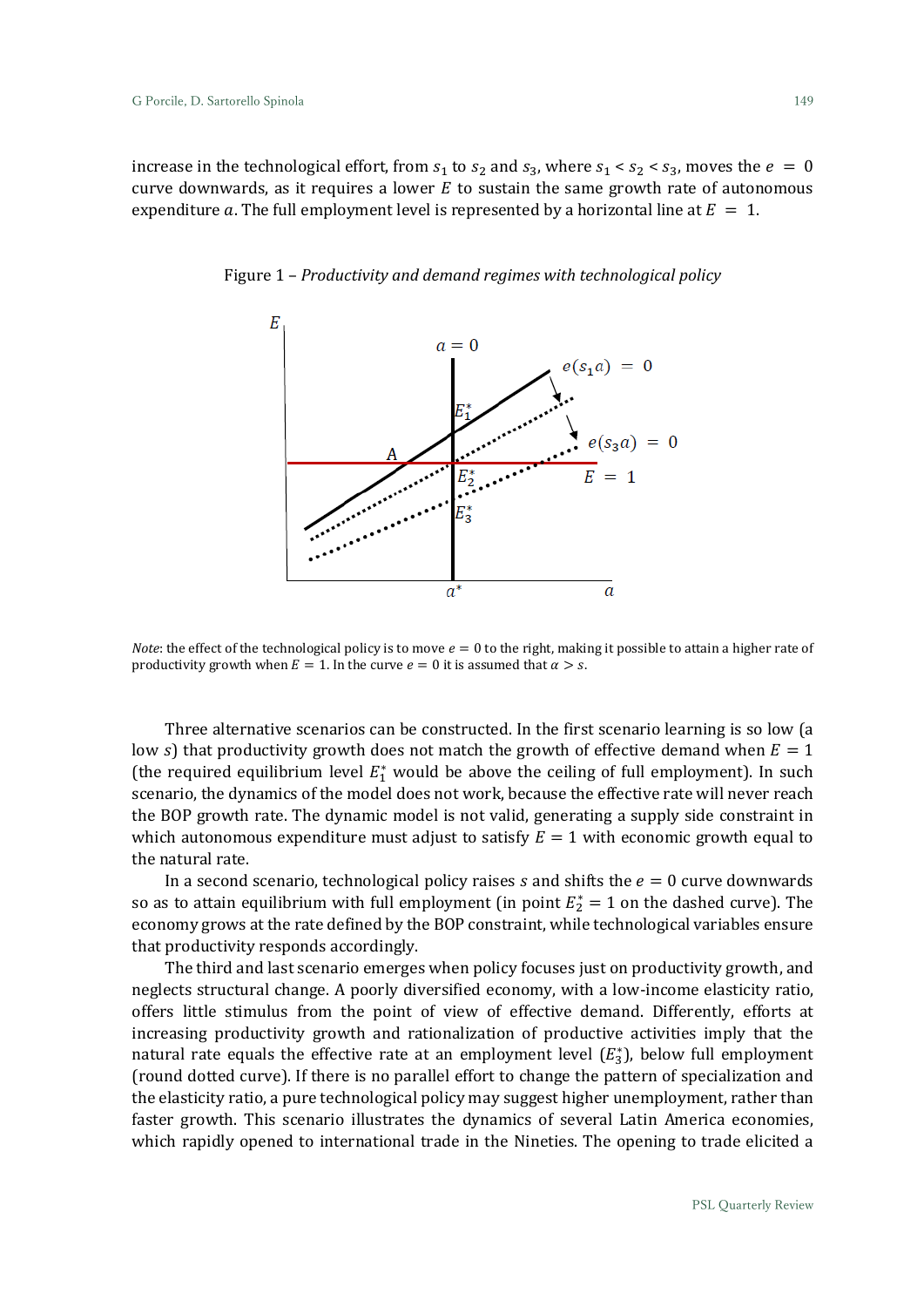increase in the technological effort, from $s_1$ to $s_2$ and $s_3$, where $s_1 < s_2 < s_3$, moves the $e = 0$ curve downwards, as it requires a lower $E$ to sustain the same growth rate of autonomous expenditure $a$. The full employment level is represented by a horizontal line at $E = 1$.

Figure 1 – *Productivity and demand regimes with technological policy*

*Note*: the effect of the technological policy is to move $e = 0$ to the right, making it possible to attain a higher rate of productivity growth when $E = 1$. In the curve $e = 0$ it is assumed that $\alpha > s$.

Three alternative scenarios can be constructed. In the first scenario learning is so low (a low $s$) that productivity growth does not match the growth of effective demand when $E = 1$ (the required equilibrium level $E_1^*$ would be above the ceiling of full employment). In such scenario, the dynamics of the model does not work, because the effective rate will never reach the BOP growth rate. The dynamic model is not valid, generating a supply side constraint in which autonomous expenditure must adjust to satisfy $E = 1$ with economic growth equal to the natural rate.

In a second scenario, technological policy raises $s$ and shifts the $e = 0$ curve downwards so as to attain equilibrium with full employment (in point $E_2^* = 1$ on the dashed curve). The economy grows at the rate defined by the BOP constraint, while technological variables ensure that productivity responds accordingly.

The third and last scenario emerges when policy focuses just on productivity growth, and neglects structural change. A poorly diversified economy, with a low-income elasticity ratio, offers little stimulus from the point of view of effective demand. Differently, efforts at increasing productivity growth and rationalization of productive activities imply that the natural rate equals the effective rate at an employment level ($E_3^*$), below full employment (round dotted curve). If there is no parallel effort to change the pattern of specialization and the elasticity ratio, a pure technological policy may suggest higher unemployment, rather than faster growth. This scenario illustrates the dynamics of several Latin America economies, which rapidly opened to international trade in the Nineties. The opening to trade elicited a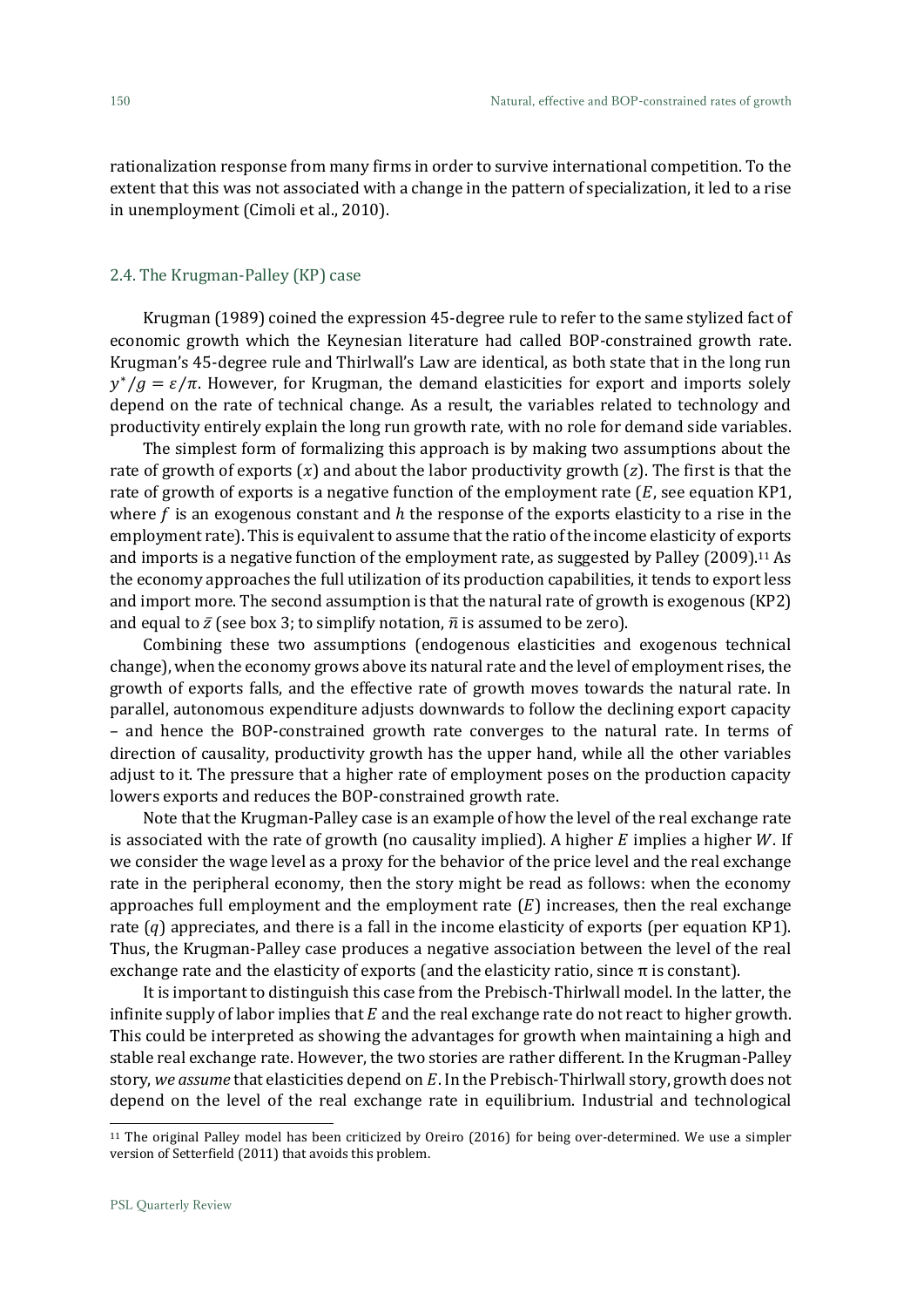rationalization response from many firms in order to survive international competition. To the extent that this was not associated with a change in the pattern of specialization, it led to a rise in unemployment (Cimoli et al., 2010).

## 2.4. The Krugman-Palley (KP) case

Krugman (1989) coined the expression 45-degree rule to refer to the same stylized fact of economic growth which the Keynesian literature had called BOP-constrained growth rate. Krugman's 45-degree rule and Thirlwall's Law are identical, as both state that in the long run $y^*/g = \varepsilon/\pi$. However, for Krugman, the demand elasticities for export and imports solely depend on the rate of technical change. As a result, the variables related to technology and productivity entirely explain the long run growth rate, with no role for demand side variables.

The simplest form of formalizing this approach is by making two assumptions about the rate of growth of exports ($x$) and about the labor productivity growth ($z$). The first is that the rate of growth of exports is a negative function of the employment rate ($E$, see equation KP1, where $f$ is an exogenous constant and $h$ the response of the exports elasticity to a rise in the employment rate). This is equivalent to assume that the ratio of the income elasticity of exports and imports is a negative function of the employment rate, as suggested by Palley (2009).[11] As the economy approaches the full utilization of its production capabilities, it tends to export less and import more. The second assumption is that the natural rate of growth is exogenous (KP2) and equal to $\bar{z}$ (see box 3; to simplify notation, $\bar{n}$ is assumed to be zero).

Combining these two assumptions (endogenous elasticities and exogenous technical change), when the economy grows above its natural rate and the level of employment rises, the growth of exports falls, and the effective rate of growth moves towards the natural rate. In parallel, autonomous expenditure adjusts downwards to follow the declining export capacity – and hence the BOP-constrained growth rate converges to the natural rate. In terms of direction of causality, productivity growth has the upper hand, while all the other variables adjust to it. The pressure that a higher rate of employment poses on the production capacity lowers exports and reduces the BOP-constrained growth rate.

Note that the Krugman-Palley case is an example of how the level of the real exchange rate is associated with the rate of growth (no causality implied). A higher $E$ implies a higher $W$. If we consider the wage level as a proxy for the behavior of the price level and the real exchange rate in the peripheral economy, then the story might be read as follows: when the economy approaches full employment and the employment rate ($E$) increases, then the real exchange rate ($q$) appreciates, and there is a fall in the income elasticity of exports (per equation KP1). Thus, the Krugman-Palley case produces a negative association between the level of the real exchange rate and the elasticity of exports (and the elasticity ratio, since $\pi$ is constant).

It is important to distinguish this case from the Prebisch-Thirlwall model. In the latter, the infinite supply of labor implies that $E$ and the real exchange rate do not react to higher growth. This could be interpreted as showing the advantages for growth when maintaining a high and stable real exchange rate. However, the two stories are rather different. In the Krugman-Palley story, *we assume* that elasticities depend on $E$. In the Prebisch-Thirlwall story, growth does not depend on the level of the real exchange rate in equilibrium. Industrial and technological

[11] The original Palley model has been criticized by Oreiro (2016) for being over-determined. We use a simpler version of Setterfield (2011) that avoids this problem.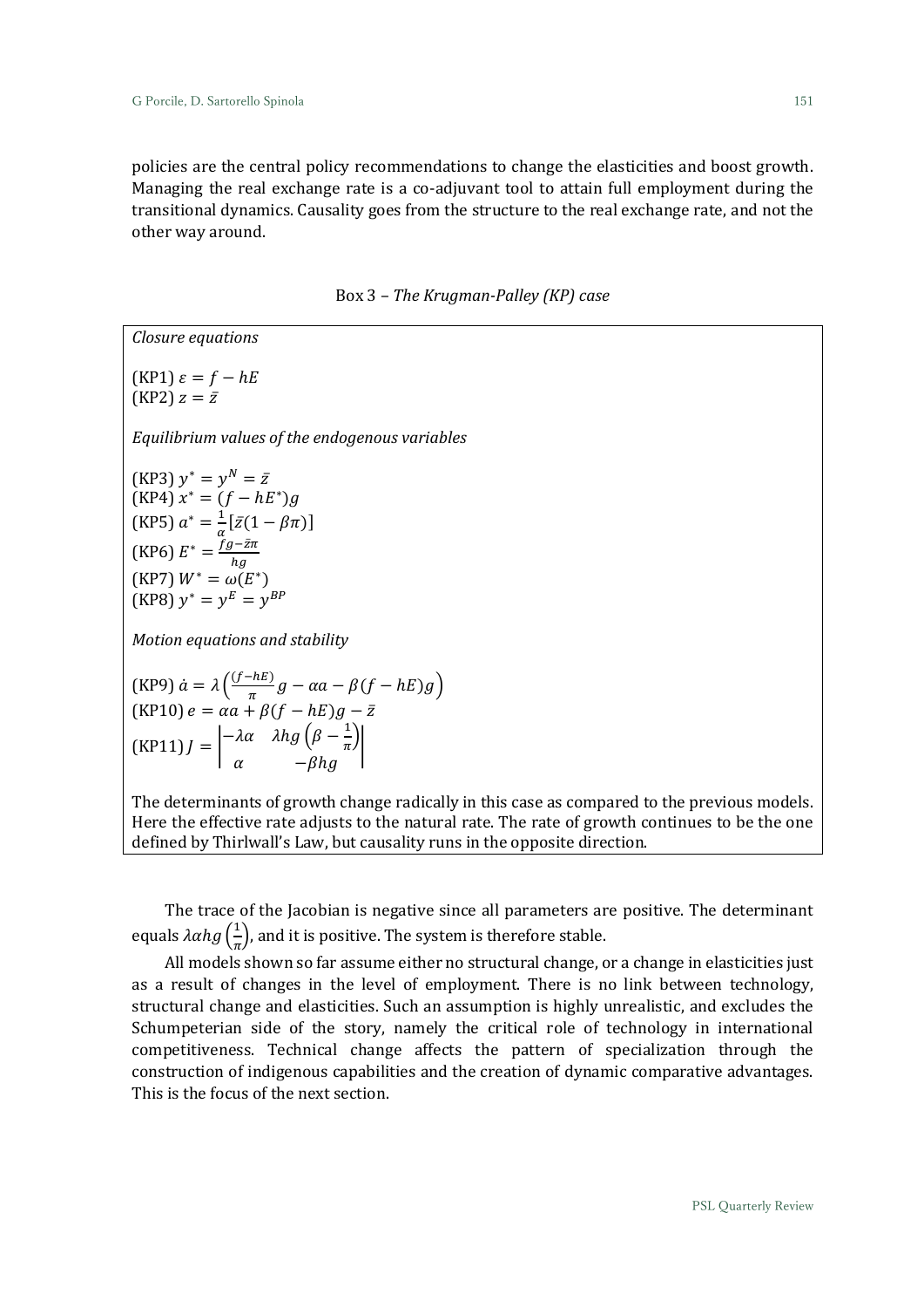policies are the central policy recommendations to change the elasticities and boost growth. Managing the real exchange rate is a co-adjuvant tool to attain full employment during the transitional dynamics. Causality goes from the structure to the real exchange rate, and not the other way around.

Box 3 – *The Krugman-Palley (KP) case*

*Closure equations*

(KP1) $\varepsilon = f - hE$
(KP2) $z = \bar{z}$

*Equilibrium values of the endogenous variables*

(KP3) $y^* = y^N = \bar{z}$
(KP4) $x^* = (f - hE^*)g$
(KP5) $a^* = \frac{1}{\alpha}[\bar{z}(1 - \beta\pi)]$
(KP6) $E^* = \frac{fg - \bar{z}\pi}{hg}$
(KP7) $W^* = \omega(E^*)$
(KP8) $y^* = y^E = y^{BP}$

*Motion equations and stability*

(KP9) $\dot{a} = \lambda\left(\frac{(f-hE)}{\pi}g - \alpha a - \beta(f - hE)g\right)$
(KP10) $e = \alpha a + \beta(f - hE)g - \bar{z}$
(KP11) $J = \begin{vmatrix} -\lambda\alpha & \lambda hg\left(\beta - \frac{1}{\pi}\right) \\ \alpha & -\beta hg \end{vmatrix}$

The determinants of growth change radically in this case as compared to the previous models. Here the effective rate adjusts to the natural rate. The rate of growth continues to be the one defined by Thirlwall's Law, but causality runs in the opposite direction.

The trace of the Jacobian is negative since all parameters are positive. The determinant equals $\lambda\alpha hg\left(\frac{1}{\pi}\right)$, and it is positive. The system is therefore stable.

All models shown so far assume either no structural change, or a change in elasticities just as a result of changes in the level of employment. There is no link between technology, structural change and elasticities. Such an assumption is highly unrealistic, and excludes the Schumpeterian side of the story, namely the critical role of technology in international competitiveness. Technical change affects the pattern of specialization through the construction of indigenous capabilities and the creation of dynamic comparative advantages. This is the focus of the next section.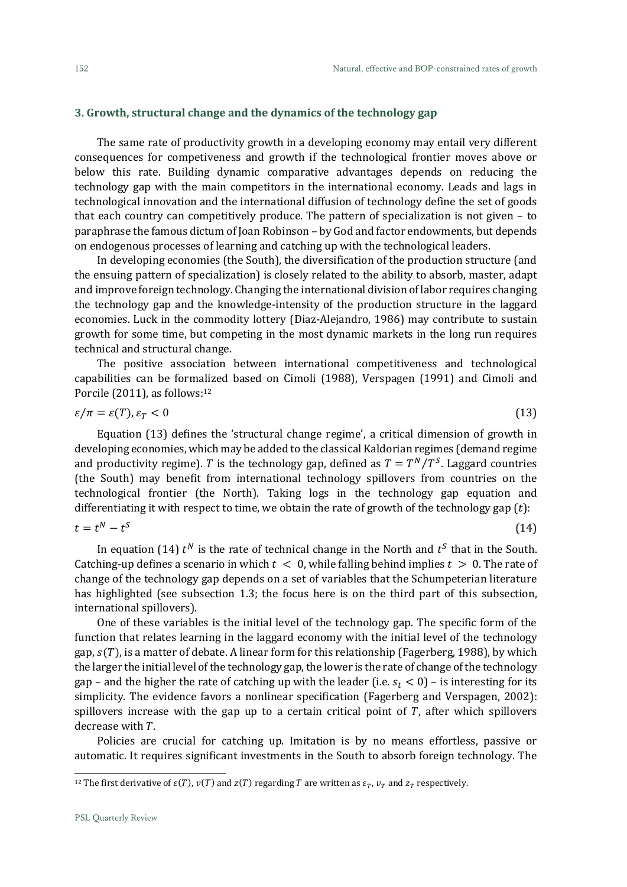## 3. Growth, structural change and the dynamics of the technology gap

The same rate of productivity growth in a developing economy may entail very different consequences for competiveness and growth if the technological frontier moves above or below this rate. Building dynamic comparative advantages depends on reducing the technology gap with the main competitors in the international economy. Leads and lags in technological innovation and the international diffusion of technology define the set of goods that each country can competitively produce. The pattern of specialization is not given – to paraphrase the famous dictum of Joan Robinson – by God and factor endowments, but depends on endogenous processes of learning and catching up with the technological leaders.

In developing economies (the South), the diversification of the production structure (and the ensuing pattern of specialization) is closely related to the ability to absorb, master, adapt and improve foreign technology. Changing the international division of labor requires changing the technology gap and the knowledge-intensity of the production structure in the laggard economies. Luck in the commodity lottery (Diaz-Alejandro, 1986) may contribute to sustain growth for some time, but competing in the most dynamic markets in the long run requires technical and structural change.

The positive association between international competitiveness and technological capabilities can be formalized based on Cimoli (1988), Verspagen (1991) and Cimoli and Porcile (2011), as follows:[12]

$$\varepsilon/\pi = \varepsilon(T), \varepsilon_T < 0 \tag{13}$$

Equation (13) defines the 'structural change regime', a critical dimension of growth in developing economies, which may be added to the classical Kaldorian regimes (demand regime and productivity regime). $T$ is the technology gap, defined as $T = T^N/T^S$. Laggard countries (the South) may benefit from international technology spillovers from countries on the technological frontier (the North). Taking logs in the technology gap equation and differentiating it with respect to time, we obtain the rate of growth of the technology gap ($t$):

$$t = t^N - t^S \tag{14}$$

In equation (14) $t^N$ is the rate of technical change in the North and $t^S$ that in the South. Catching-up defines a scenario in which $t < 0$, while falling behind implies $t > 0$. The rate of change of the technology gap depends on a set of variables that the Schumpeterian literature has highlighted (see subsection 1.3; the focus here is on the third part of this subsection, international spillovers).

One of these variables is the initial level of the technology gap. The specific form of the function that relates learning in the laggard economy with the initial level of the technology gap, $s(T)$, is a matter of debate. A linear form for this relationship (Fagerberg, 1988), by which the larger the initial level of the technology gap, the lower is the rate of change of the technology gap – and the higher the rate of catching up with the leader (i.e. $s_t < 0$) – is interesting for its simplicity. The evidence favors a nonlinear specification (Fagerberg and Verspagen, 2002): spillovers increase with the gap up to a certain critical point of $T$, after which spillovers decrease with $T$.

Policies are crucial for catching up. Imitation is by no means effortless, passive or automatic. It requires significant investments in the South to absorb foreign technology. The

---

[12] The first derivative of $\varepsilon(T)$, $v(T)$ and $z(T)$ regarding $T$ are written as $\varepsilon_T$, $v_T$ and $z_T$ respectively.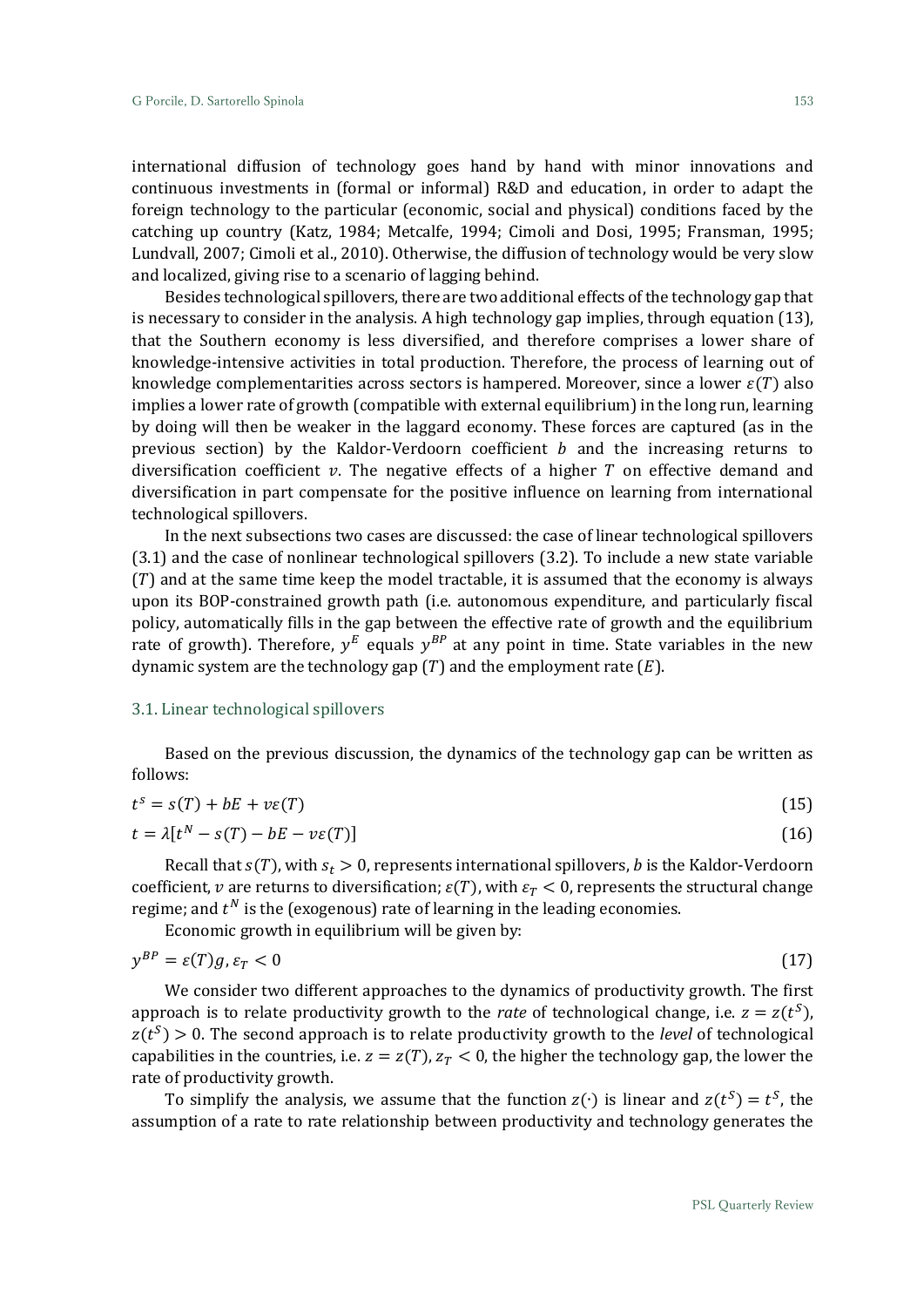international diffusion of technology goes hand by hand with minor innovations and continuous investments in (formal or informal) R&D and education, in order to adapt the foreign technology to the particular (economic, social and physical) conditions faced by the catching up country (Katz, 1984; Metcalfe, 1994; Cimoli and Dosi, 1995; Fransman, 1995; Lundvall, 2007; Cimoli et al., 2010). Otherwise, the diffusion of technology would be very slow and localized, giving rise to a scenario of lagging behind.

Besides technological spillovers, there are two additional effects of the technology gap that is necessary to consider in the analysis. A high technology gap implies, through equation (13), that the Southern economy is less diversified, and therefore comprises a lower share of knowledge-intensive activities in total production. Therefore, the process of learning out of knowledge complementarities across sectors is hampered. Moreover, since a lower $\varepsilon(T)$ also implies a lower rate of growth (compatible with external equilibrium) in the long run, learning by doing will then be weaker in the laggard economy. These forces are captured (as in the previous section) by the Kaldor-Verdoorn coefficient $b$ and the increasing returns to diversification coefficient $v$. The negative effects of a higher $T$ on effective demand and diversification in part compensate for the positive influence on learning from international technological spillovers.

In the next subsections two cases are discussed: the case of linear technological spillovers (3.1) and the case of nonlinear technological spillovers (3.2). To include a new state variable ($T$) and at the same time keep the model tractable, it is assumed that the economy is always upon its BOP-constrained growth path (i.e. autonomous expenditure, and particularly fiscal policy, automatically fills in the gap between the effective rate of growth and the equilibrium rate of growth). Therefore, $y^E$ equals $y^{BP}$ at any point in time. State variables in the new dynamic system are the technology gap ($T$) and the employment rate ($E$).

### 3.1. Linear technological spillovers

Based on the previous discussion, the dynamics of the technology gap can be written as follows:

$$t^s = s(T) + bE + v\varepsilon(T) \tag{15}$$

$$t = \lambda[t^N - s(T) - bE - v\varepsilon(T)] \tag{16}$$

Recall that $s(T)$, with $s_t > 0$, represents international spillovers, $b$ is the Kaldor-Verdoorn coefficient, $v$ are returns to diversification; $\varepsilon(T)$, with $\varepsilon_T < 0$, represents the structural change regime; and $t^N$ is the (exogenous) rate of learning in the leading economies.

Economic growth in equilibrium will be given by:

$$y^{BP} = \varepsilon(T)g, \varepsilon_T < 0 \tag{17}$$

We consider two different approaches to the dynamics of productivity growth. The first approach is to relate productivity growth to the *rate* of technological change, i.e. $z = z(t^S)$, $z(t^S) > 0$. The second approach is to relate productivity growth to the *level* of technological capabilities in the countries, i.e. $z = z(T)$, $z_T < 0$, the higher the technology gap, the lower the rate of productivity growth.

To simplify the analysis, we assume that the function $z(\cdot)$ is linear and $z(t^S) = t^S$, the assumption of a rate to rate relationship between productivity and technology generates the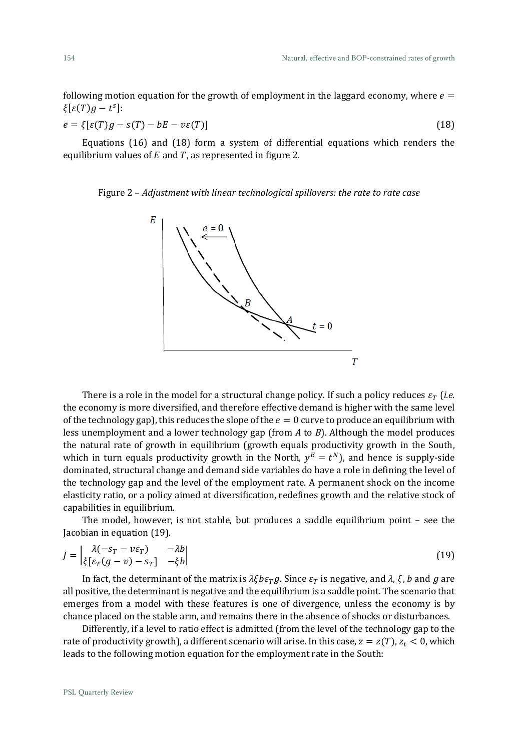following motion equation for the growth of employment in the laggard economy, where $e = \xi[\varepsilon(T)g - t^s]$:

$$e = \xi[\varepsilon(T)g - s(T) - bE - v\varepsilon(T)] \tag{18}$$

Equations (16) and (18) form a system of differential equations which renders the equilibrium values of $E$ and $T$, as represented in figure 2.

Figure 2 – *Adjustment with linear technological spillovers: the rate to rate case*

There is a role in the model for a structural change policy. If such a policy reduces $\varepsilon_T$ (*i.e.* the economy is more diversified, and therefore effective demand is higher with the same level of the technology gap), this reduces the slope of the $e = 0$ curve to produce an equilibrium with less unemployment and a lower technology gap (from $A$ to $B$). Although the model produces the natural rate of growth in equilibrium (growth equals productivity growth in the South, which in turn equals productivity growth in the North, $y^E = t^N$), and hence is supply-side dominated, structural change and demand side variables do have a role in defining the level of the technology gap and the level of the employment rate. A permanent shock on the income elasticity ratio, or a policy aimed at diversification, redefines growth and the relative stock of capabilities in equilibrium.

The model, however, is not stable, but produces a saddle equilibrium point – see the Jacobian in equation (19).

$$J = \begin{vmatrix} \lambda(-s_T - v\varepsilon_T) & -\lambda b \\ \xi[\varepsilon_T(g - v) - s_T] & -\xi b \end{vmatrix} \tag{19}$$

In fact, the determinant of the matrix is $\lambda\xi b\varepsilon_T g$. Since $\varepsilon_T$ is negative, and $\lambda$, $\xi$, $b$ and $g$ are all positive, the determinant is negative and the equilibrium is a saddle point. The scenario that emerges from a model with these features is one of divergence, unless the economy is by chance placed on the stable arm, and remains there in the absence of shocks or disturbances.

Differently, if a level to ratio effect is admitted (from the level of the technology gap to the rate of productivity growth), a different scenario will arise. In this case, $z = z(T)$, $z_t < 0$, which leads to the following motion equation for the employment rate in the South: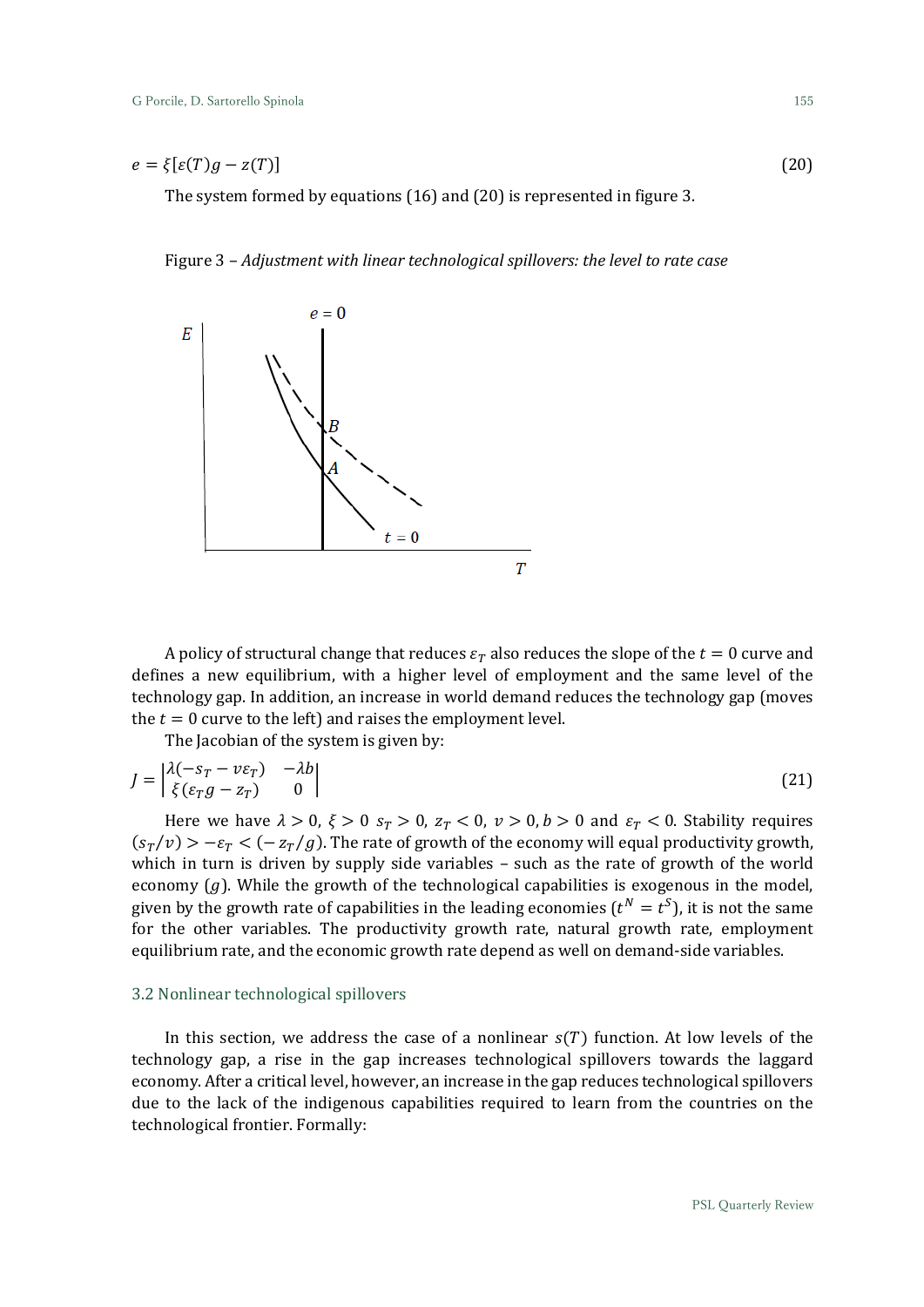$$e = \xi[\varepsilon(T)g - z(T)] \tag{20}$$

The system formed by equations (16) and (20) is represented in figure 3.

Figure 3 – *Adjustment with linear technological spillovers: the level to rate case*

A policy of structural change that reduces $\varepsilon_T$ also reduces the slope of the $t = 0$ curve and defines a new equilibrium, with a higher level of employment and the same level of the technology gap. In addition, an increase in world demand reduces the technology gap (moves the $t = 0$ curve to the left) and raises the employment level.

The Jacobian of the system is given by:

$$J = \begin{vmatrix} \lambda(-s_T - v\varepsilon_T) & -\lambda b \\ \xi(\varepsilon_T g - z_T) & 0 \end{vmatrix} \tag{21}$$

Here we have $\lambda > 0$, $\xi > 0$ $s_T > 0$, $z_T < 0$, $v > 0, b > 0$ and $\varepsilon_T < 0$. Stability requires $(s_T/v) > -\varepsilon_T < (-z_T/g)$. The rate of growth of the economy will equal productivity growth, which in turn is driven by supply side variables – such as the rate of growth of the world economy ($g$). While the growth of the technological capabilities is exogenous in the model, given by the growth rate of capabilities in the leading economies ($t^N = t^S$), it is not the same for the other variables. The productivity growth rate, natural growth rate, employment equilibrium rate, and the economic growth rate depend as well on demand-side variables.

### 3.2 Nonlinear technological spillovers

In this section, we address the case of a nonlinear $s(T)$ function. At low levels of the technology gap, a rise in the gap increases technological spillovers towards the laggard economy. After a critical level, however, an increase in the gap reduces technological spillovers due to the lack of the indigenous capabilities required to learn from the countries on the technological frontier. Formally: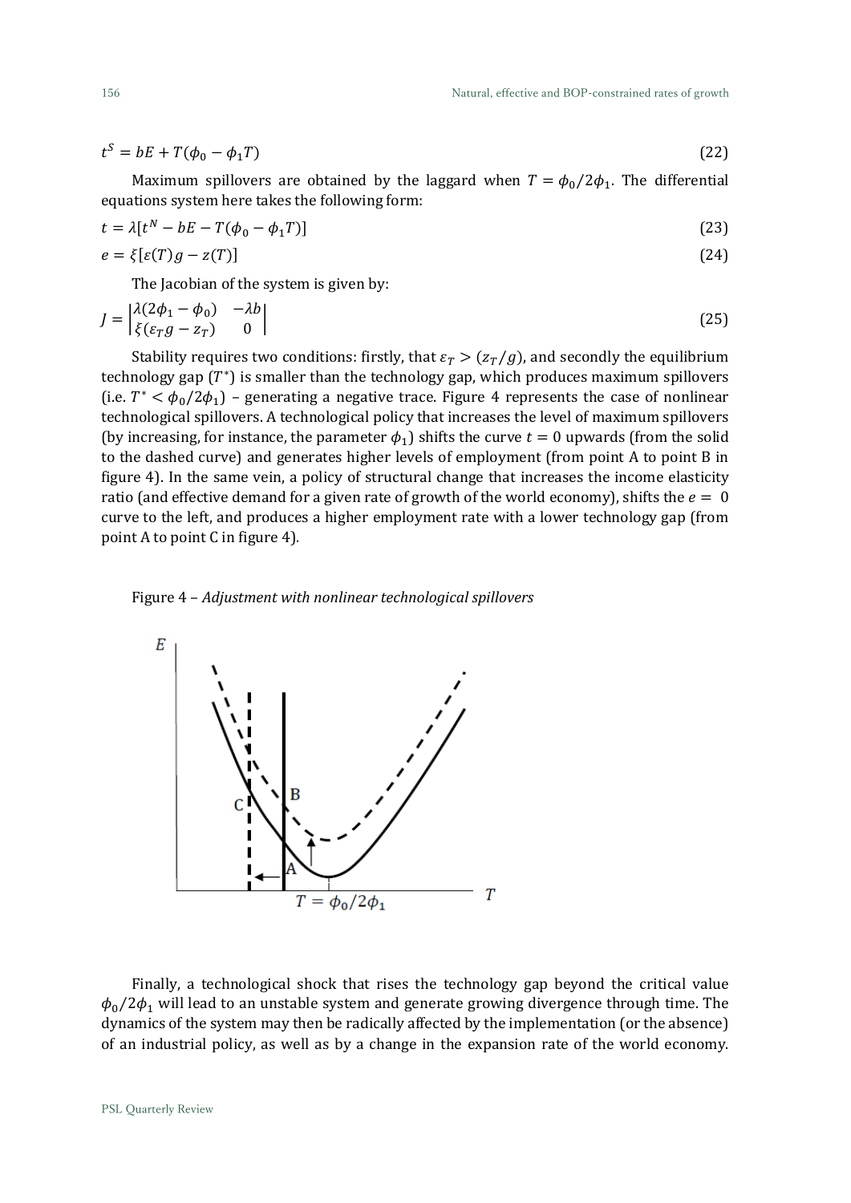$$t^S = bE + T(\phi_0 - \phi_1 T) \tag{22}$$

Maximum spillovers are obtained by the laggard when $T = \phi_0/2\phi_1$. The differential equations system here takes the following form:

$$t = \lambda[t^N - bE - T(\phi_0 - \phi_1 T)] \tag{23}$$

$$e = \xi[\varepsilon(T)g - z(T)] \tag{24}$$

The Jacobian of the system is given by:

$$J = \begin{vmatrix} \lambda(2\phi_1 - \phi_0) & -\lambda b \\ \xi(\varepsilon_T g - z_T) & 0 \end{vmatrix} \tag{25}$$

Stability requires two conditions: firstly, that $\varepsilon_T > (z_T/g)$, and secondly the equilibrium technology gap ($T^*$) is smaller than the technology gap, which produces maximum spillovers (i.e. $T^* < \phi_0/2\phi_1$) – generating a negative trace. Figure 4 represents the case of nonlinear technological spillovers. A technological policy that increases the level of maximum spillovers (by increasing, for instance, the parameter $\phi_1$) shifts the curve $t = 0$ upwards (from the solid to the dashed curve) and generates higher levels of employment (from point A to point B in figure 4). In the same vein, a policy of structural change that increases the income elasticity ratio (and effective demand for a given rate of growth of the world economy), shifts the $e = 0$ curve to the left, and produces a higher employment rate with a lower technology gap (from point A to point C in figure 4).

Figure 4 – *Adjustment with nonlinear technological spillovers*

Finally, a technological shock that rises the technology gap beyond the critical value $\phi_0/2\phi_1$ will lead to an unstable system and generate growing divergence through time. The dynamics of the system may then be radically affected by the implementation (or the absence) of an industrial policy, as well as by a change in the expansion rate of the world economy.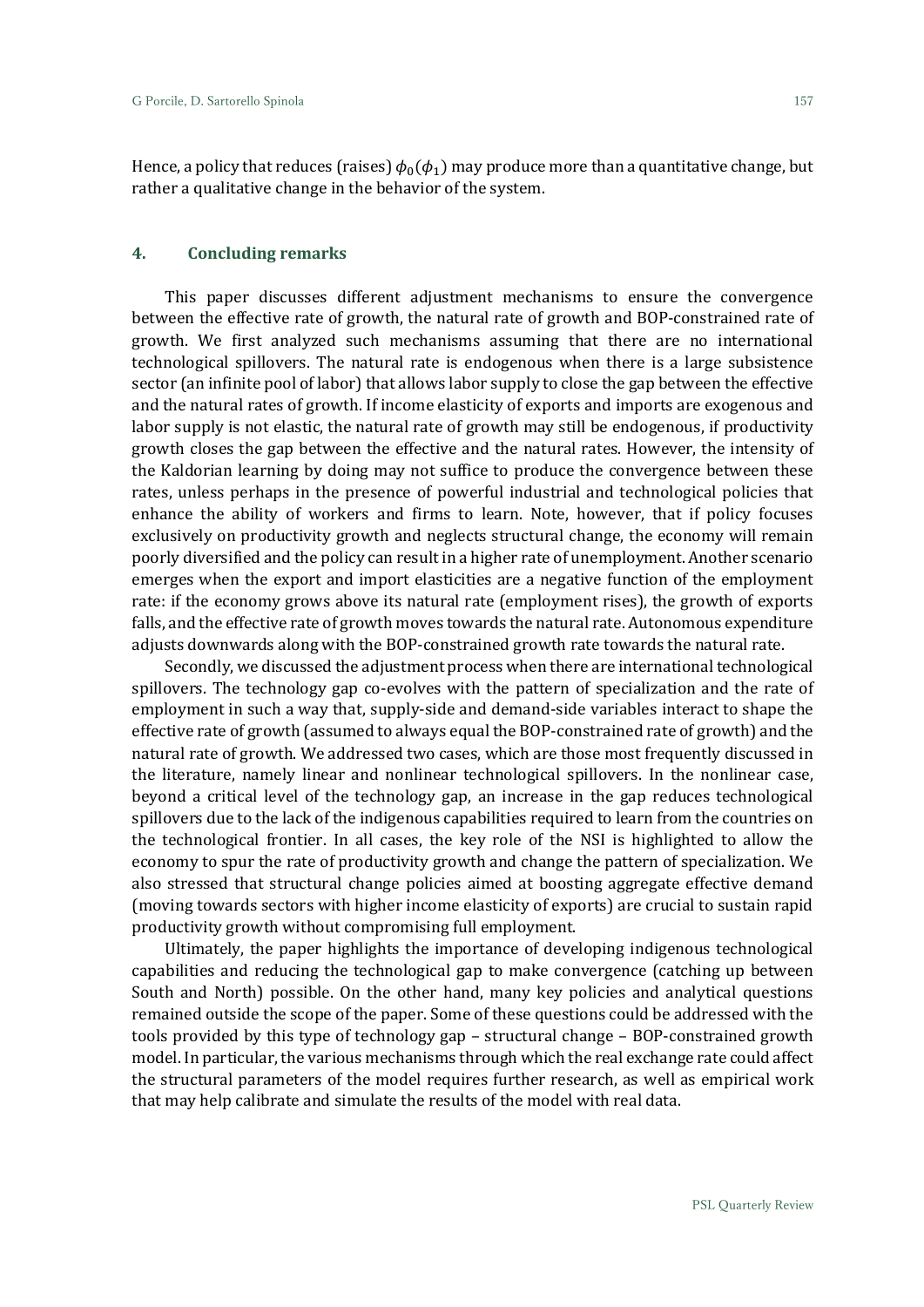Hence, a policy that reduces (raises) $\phi_0(\phi_1)$ may produce more than a quantitative change, but rather a qualitative change in the behavior of the system.

## 4. Concluding remarks

This paper discusses different adjustment mechanisms to ensure the convergence between the effective rate of growth, the natural rate of growth and BOP-constrained rate of growth. We first analyzed such mechanisms assuming that there are no international technological spillovers. The natural rate is endogenous when there is a large subsistence sector (an infinite pool of labor) that allows labor supply to close the gap between the effective and the natural rates of growth. If income elasticity of exports and imports are exogenous and labor supply is not elastic, the natural rate of growth may still be endogenous, if productivity growth closes the gap between the effective and the natural rates. However, the intensity of the Kaldorian learning by doing may not suffice to produce the convergence between these rates, unless perhaps in the presence of powerful industrial and technological policies that enhance the ability of workers and firms to learn. Note, however, that if policy focuses exclusively on productivity growth and neglects structural change, the economy will remain poorly diversified and the policy can result in a higher rate of unemployment. Another scenario emerges when the export and import elasticities are a negative function of the employment rate: if the economy grows above its natural rate (employment rises), the growth of exports falls, and the effective rate of growth moves towards the natural rate. Autonomous expenditure adjusts downwards along with the BOP-constrained growth rate towards the natural rate.

Secondly, we discussed the adjustment process when there are international technological spillovers. The technology gap co-evolves with the pattern of specialization and the rate of employment in such a way that, supply-side and demand-side variables interact to shape the effective rate of growth (assumed to always equal the BOP-constrained rate of growth) and the natural rate of growth. We addressed two cases, which are those most frequently discussed in the literature, namely linear and nonlinear technological spillovers. In the nonlinear case, beyond a critical level of the technology gap, an increase in the gap reduces technological spillovers due to the lack of the indigenous capabilities required to learn from the countries on the technological frontier. In all cases, the key role of the NSI is highlighted to allow the economy to spur the rate of productivity growth and change the pattern of specialization. We also stressed that structural change policies aimed at boosting aggregate effective demand (moving towards sectors with higher income elasticity of exports) are crucial to sustain rapid productivity growth without compromising full employment.

Ultimately, the paper highlights the importance of developing indigenous technological capabilities and reducing the technological gap to make convergence (catching up between South and North) possible. On the other hand, many key policies and analytical questions remained outside the scope of the paper. Some of these questions could be addressed with the tools provided by this type of technology gap – structural change – BOP-constrained growth model. In particular, the various mechanisms through which the real exchange rate could affect the structural parameters of the model requires further research, as well as empirical work that may help calibrate and simulate the results of the model with real data.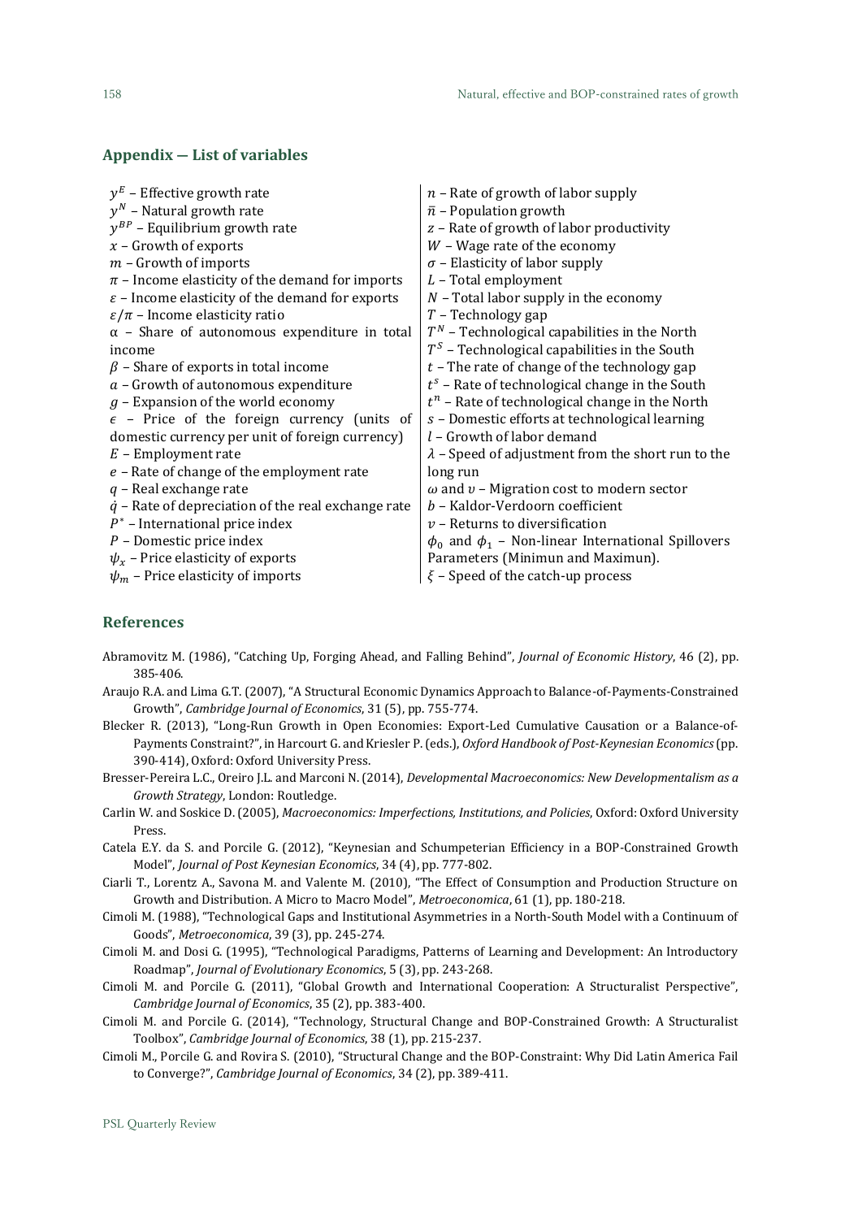## Appendix — List of variables

$y^E$ – Effective growth rate
$y^N$ – Natural growth rate
$y^{BP}$ – Equilibrium growth rate
$x$ – Growth of exports
$m$ – Growth of imports
$\pi$ – Income elasticity of the demand for imports
$\varepsilon$ – Income elasticity of the demand for exports
$\varepsilon/\pi$ – Income elasticity ratio
$\alpha$ – Share of autonomous expenditure in total income
$\beta$ – Share of exports in total income
$a$ – Growth of autonomous expenditure
$g$ – Expansion of the world economy
$\epsilon$ – Price of the foreign currency (units of domestic currency per unit of foreign currency)
$E$ – Employment rate
$e$ – Rate of change of the employment rate
$q$ – Real exchange rate
$\hat{q}$ – Rate of depreciation of the real exchange rate
$P^*$ – International price index
$P$ – Domestic price index
$\psi_x$ – Price elasticity of exports
$\psi_m$ – Price elasticity of imports
$n$ – Rate of growth of labor supply
$\bar{n}$ – Population growth
$z$ – Rate of growth of labor productivity
$W$ – Wage rate of the economy
$\sigma$ – Elasticity of labor supply
$L$ – Total employment
$N$ – Total labor supply in the economy
$T$ – Technology gap
$T^N$ – Technological capabilities in the North
$T^S$ – Technological capabilities in the South
$t$ – The rate of change of the technology gap
$t^s$ – Rate of technological change in the South
$t^n$ – Rate of technological change in the North
$s$ – Domestic efforts at technological learning
$l$ – Growth of labor demand
$\lambda$ – Speed of adjustment from the short run to the long run
$\omega$ and $\upsilon$ – Migration cost to modern sector
$b$ – Kaldor-Verdoorn coefficient
$v$ – Returns to diversification
$\phi_0$ and $\phi_1$ – Non-linear International Spillovers Parameters (Minimun and Maximun).
$\xi$ – Speed of the catch-up process

## References

Abramovitz M. (1986), "Catching Up, Forging Ahead, and Falling Behind", *Journal of Economic History*, 46 (2), pp. 385-406.

Araujo R.A. and Lima G.T. (2007), "A Structural Economic Dynamics Approach to Balance-of-Payments-Constrained Growth", *Cambridge Journal of Economics*, 31 (5), pp. 755-774.

Blecker R. (2013), "Long-Run Growth in Open Economies: Export-Led Cumulative Causation or a Balance-of-Payments Constraint?", in Harcourt G. and Kriesler P. (eds.), *Oxford Handbook of Post-Keynesian Economics* (pp. 390-414), Oxford: Oxford University Press.

Bresser-Pereira L.C., Oreiro J.L. and Marconi N. (2014), *Developmental Macroeconomics: New Developmentalism as a Growth Strategy*, London: Routledge.

Carlin W. and Soskice D. (2005), *Macroeconomics: Imperfections, Institutions, and Policies*, Oxford: Oxford University Press.

Catela E.Y. da S. and Porcile G. (2012), "Keynesian and Schumpeterian Efficiency in a BOP-Constrained Growth Model", *Journal of Post Keynesian Economics*, 34 (4), pp. 777-802.

Ciarli T., Lorentz A., Savona M. and Valente M. (2010), "The Effect of Consumption and Production Structure on Growth and Distribution. A Micro to Macro Model", *Metroeconomica*, 61 (1), pp. 180-218.

Cimoli M. (1988), "Technological Gaps and Institutional Asymmetries in a North-South Model with a Continuum of Goods", *Metroeconomica*, 39 (3), pp. 245-274.

Cimoli M. and Dosi G. (1995), "Technological Paradigms, Patterns of Learning and Development: An Introductory Roadmap", *Journal of Evolutionary Economics*, 5 (3), pp. 243-268.

Cimoli M. and Porcile G. (2011), "Global Growth and International Cooperation: A Structuralist Perspective", *Cambridge Journal of Economics*, 35 (2), pp. 383-400.

Cimoli M. and Porcile G. (2014), "Technology, Structural Change and BOP-Constrained Growth: A Structuralist Toolbox", *Cambridge Journal of Economics*, 38 (1), pp. 215-237.

Cimoli M., Porcile G. and Rovira S. (2010), "Structural Change and the BOP-Constraint: Why Did Latin America Fail to Converge?", *Cambridge Journal of Economics*, 34 (2), pp. 389-411.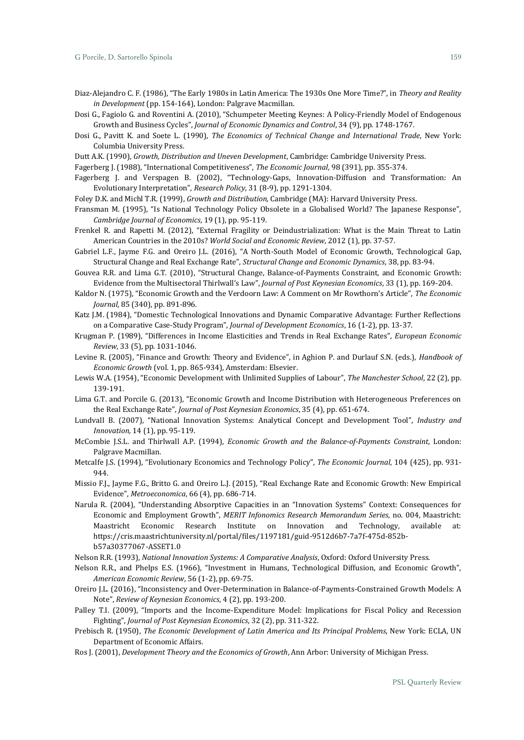Diaz-Alejandro C. F. (1986), "The Early 1980s in Latin America: The 1930s One More Time?", in *Theory and Reality in Development* (pp. 154-164), London: Palgrave Macmillan.

Dosi G., Fagiolo G. and Roventini A. (2010), "Schumpeter Meeting Keynes: A Policy-Friendly Model of Endogenous Growth and Business Cycles", *Journal of Economic Dynamics and Control*, 34 (9), pp. 1748-1767.

Dosi G., Pavitt K. and Soete L. (1990), *The Economics of Technical Change and International Trade*, New York: Columbia University Press.

Dutt A.K. (1990), *Growth, Distribution and Uneven Development*, Cambridge: Cambridge University Press.

Fagerberg J. (1988), "International Competitiveness", *The Economic Journal*, 98 (391), pp. 355-374.

Fagerberg J. and Verspagen B. (2002), "Technology-Gaps, Innovation-Diffusion and Transformation: An Evolutionary Interpretation", *Research Policy*, 31 (8-9), pp. 1291-1304.

Foley D.K. and Michl T.R. (1999), *Growth and Distribution*, Cambridge (MA): Harvard University Press.

Fransman M. (1995), "Is National Technology Policy Obsolete in a Globalised World? The Japanese Response", *Cambridge Journal of Economics*, 19 (1), pp. 95-119.

Frenkel R. and Rapetti M. (2012), "External Fragility or Deindustrialization: What is the Main Threat to Latin American Countries in the 2010s? *World Social and Economic Review*, 2012 (1), pp. 37-57.

Gabriel L.F., Jayme F.G. and Oreiro J.L. (2016), "A North-South Model of Economic Growth, Technological Gap, Structural Change and Real Exchange Rate", *Structural Change and Economic Dynamics*, 38, pp. 83-94.

Gouvea R.R. and Lima G.T. (2010), "Structural Change, Balance-of-Payments Constraint, and Economic Growth: Evidence from the Multisectoral Thirlwall's Law", *Journal of Post Keynesian Economics*, 33 (1), pp. 169-204.

Kaldor N. (1975), "Economic Growth and the Verdoorn Law: A Comment on Mr Rowthorn's Article", *The Economic Journal*, 85 (340), pp. 891-896.

Katz J.M. (1984), "Domestic Technological Innovations and Dynamic Comparative Advantage: Further Reflections on a Comparative Case-Study Program", *Journal of Development Economics*, 16 (1-2), pp. 13-37.

Krugman P. (1989), "Differences in Income Elasticities and Trends in Real Exchange Rates", *European Economic Review*, 33 (5), pp. 1031-1046.

Levine R. (2005), "Finance and Growth: Theory and Evidence", in Aghion P. and Durlauf S.N. (eds.), *Handbook of Economic Growth* (vol. 1, pp. 865-934), Amsterdam: Elsevier.

Lewis W.A. (1954), "Economic Development with Unlimited Supplies of Labour", *The Manchester School*, 22 (2), pp. 139-191.

Lima G.T. and Porcile G. (2013), "Economic Growth and Income Distribution with Heterogeneous Preferences on the Real Exchange Rate", *Journal of Post Keynesian Economics*, 35 (4), pp. 651-674.

Lundvall B. (2007), "National Innovation Systems: Analytical Concept and Development Tool", *Industry and Innovation,* 14 (1), pp. 95-119.

McCombie J.S.L. and Thirlwall A.P. (1994), *Economic Growth and the Balance-of-Payments Constraint*, London: Palgrave Macmillan.

Metcalfe J.S. (1994), "Evolutionary Economics and Technology Policy", *The Economic Journal*, 104 (425), pp. 931-944.

Missio F.J., Jayme F.G., Britto G. and Oreiro L.J. (2015), "Real Exchange Rate and Economic Growth: New Empirical Evidence", *Metroeconomica*, 66 (4), pp. 686-714.

Narula R. (2004), "Understanding Absorptive Capacities in an "Innovation Systems" Context: Consequences for Economic and Employment Growth", *MERIT Infonomics Research Memorandum Series*, no. 004, Maastricht: Maastricht Economic Research Institute on Innovation and Technology, available at: https://cris.maastrichtuniversity.nl/portal/files/1197181/guid-9512d6b7-7a7f-475d-852b-b57a30377067-ASSET1.0

Nelson R.R. (1993), *National Innovation Systems: A Comparative Analysis*, Oxford: Oxford University Press.

Nelson R.R., and Phelps E.S. (1966), "Investment in Humans, Technological Diffusion, and Economic Growth", *American Economic Review*, 56 (1-2), pp. 69-75.

Oreiro J.L. (2016), "Inconsistency and Over-Determination in Balance-of-Payments-Constrained Growth Models: A Note", *Review of Keynesian Economics*, 4 (2), pp. 193-200.

Palley T.I. (2009), "Imports and the Income-Expenditure Model: Implications for Fiscal Policy and Recession Fighting", *Journal of Post Keynesian Economics*, 32 (2), pp. 311-322.

Prebisch R. (1950), *The Economic Development of Latin America and Its Principal Problems*, New York: ECLA, UN Department of Economic Affairs.

Ros J. (2001), *Development Theory and the Economics of Growth*, Ann Arbor: University of Michigan Press.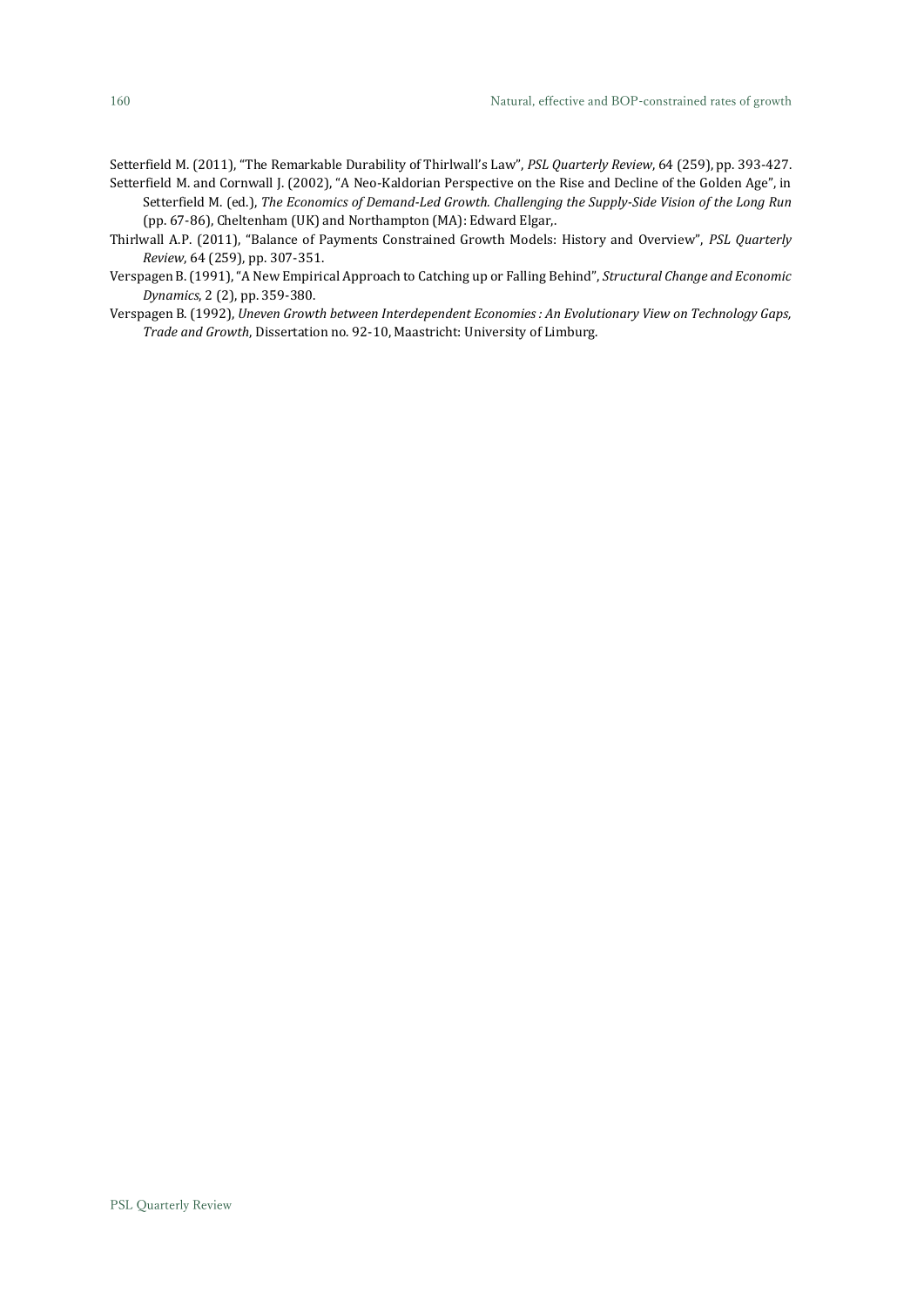Setterfield M. (2011), "The Remarkable Durability of Thirlwall's Law", *PSL Quarterly Review*, 64 (259), pp. 393-427.

Setterfield M. and Cornwall J. (2002), "A Neo-Kaldorian Perspective on the Rise and Decline of the Golden Age", in Setterfield M. (ed.), *The Economics of Demand-Led Growth. Challenging the Supply-Side Vision of the Long Run* (pp. 67-86), Cheltenham (UK) and Northampton (MA): Edward Elgar,.

Thirlwall A.P. (2011), "Balance of Payments Constrained Growth Models: History and Overview", *PSL Quarterly Review*, 64 (259), pp. 307-351.

Verspagen B. (1991), "A New Empirical Approach to Catching up or Falling Behind", *Structural Change and Economic Dynamics*, 2 (2), pp. 359-380.

Verspagen B. (1992), *Uneven Growth between Interdependent Economies : An Evolutionary View on Technology Gaps, Trade and Growth*, Dissertation no. 92-10, Maastricht: University of Limburg.